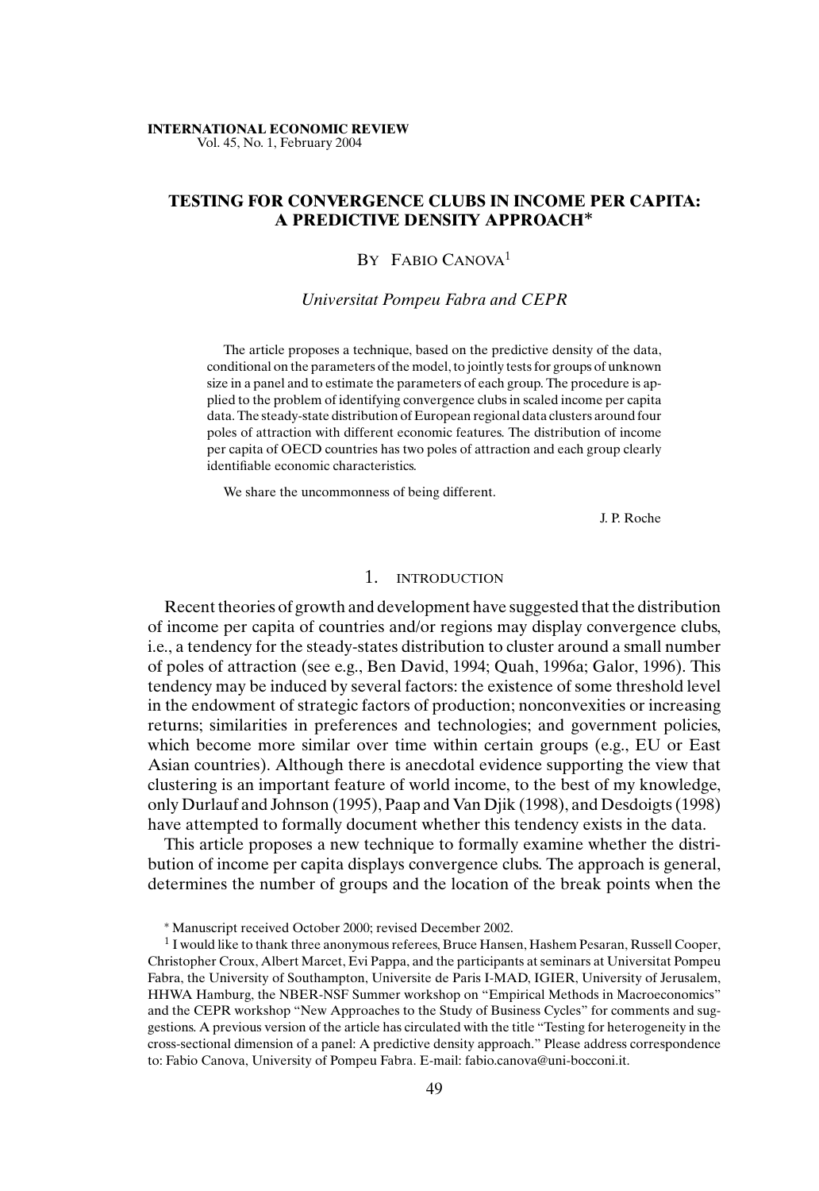# TESTING FOR CONVERGENCE CLUBS IN INCOME PER CAPITA: A PREDICTIVE DENSITY APPROACH*

BY FABIO CANOVA[1]

*Universitat Pompeu Fabra and CEPR*

The article proposes a technique, based on the predictive density of the data, conditional on the parameters of the model, to jointly tests for groups of unknown size in a panel and to estimate the parameters of each group. The procedure is applied to the problem of identifying convergence clubs in scaled income per capita data. The steady-state distribution of European regional data clusters around four poles of attraction with different economic features. The distribution of income per capita of OECD countries has two poles of attraction and each group clearly identifiable economic characteristics.

We share the uncommonness of being different.

J. P. Roche

## 1. INTRODUCTION

Recent theories of growth and development have suggested that the distribution of income per capita of countries and/or regions may display convergence clubs, i.e., a tendency for the steady-states distribution to cluster around a small number of poles of attraction (see e.g., Ben David, 1994; Quah, 1996a; Galor, 1996). This tendency may be induced by several factors: the existence of some threshold level in the endowment of strategic factors of production; nonconvexities or increasing returns; similarities in preferences and technologies; and government policies, which become more similar over time within certain groups (e.g., EU or East Asian countries). Although there is anecdotal evidence supporting the view that clustering is an important feature of world income, to the best of my knowledge, only Durlauf and Johnson (1995), Paap and Van Djik (1998), and Desdoigts (1998) have attempted to formally document whether this tendency exists in the data.

This article proposes a new technique to formally examine whether the distribution of income per capita displays convergence clubs. The approach is general, determines the number of groups and the location of the break points when the

---

* Manuscript received October 2000; revised December 2002.

[1] I would like to thank three anonymous referees, Bruce Hansen, Hashem Pesaran, Russell Cooper, Christopher Croux, Albert Marcet, Evi Pappa, and the participants at seminars at Universitat Pompeu Fabra, the University of Southampton, Universite de Paris I-MAD, IGIER, University of Jerusalem, HHWA Hamburg, the NBER-NSF Summer workshop on "Empirical Methods in Macroeconomics" and the CEPR workshop "New Approaches to the Study of Business Cycles" for comments and suggestions. A previous version of the article has circulated with the title "Testing for heterogeneity in the cross-sectional dimension of a panel: A predictive density approach." Please address correspondence to: Fabio Canova, University of Pompeu Fabra. E-mail: fabio.canova@uni-bocconi.it.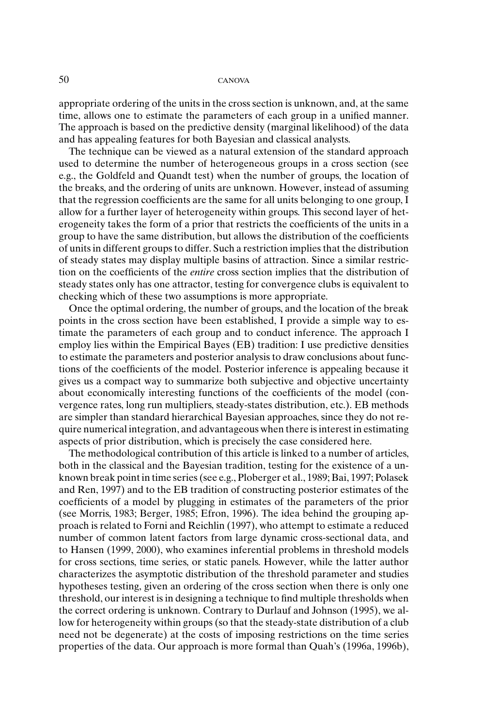appropriate ordering of the units in the cross section is unknown, and, at the same time, allows one to estimate the parameters of each group in a unified manner. The approach is based on the predictive density (marginal likelihood) of the data and has appealing features for both Bayesian and classical analysts.

The technique can be viewed as a natural extension of the standard approach used to determine the number of heterogeneous groups in a cross section (see e.g., the Goldfeld and Quandt test) when the number of groups, the location of the breaks, and the ordering of units are unknown. However, instead of assuming that the regression coefficients are the same for all units belonging to one group, I allow for a further layer of heterogeneity within groups. This second layer of heterogeneity takes the form of a prior that restricts the coefficients of the units in a group to have the same distribution, but allows the distribution of the coefficients of units in different groups to differ. Such a restriction implies that the distribution of steady states may display multiple basins of attraction. Since a similar restriction on the coefficients of the *entire* cross section implies that the distribution of steady states only has one attractor, testing for convergence clubs is equivalent to checking which of these two assumptions is more appropriate.

Once the optimal ordering, the number of groups, and the location of the break points in the cross section have been established, I provide a simple way to estimate the parameters of each group and to conduct inference. The approach I employ lies within the Empirical Bayes (EB) tradition: I use predictive densities to estimate the parameters and posterior analysis to draw conclusions about functions of the coefficients of the model. Posterior inference is appealing because it gives us a compact way to summarize both subjective and objective uncertainty about economically interesting functions of the coefficients of the model (convergence rates, long run multipliers, steady-states distribution, etc.). EB methods are simpler than standard hierarchical Bayesian approaches, since they do not require numerical integration, and advantageous when there is interest in estimating aspects of prior distribution, which is precisely the case considered here.

The methodological contribution of this article is linked to a number of articles, both in the classical and the Bayesian tradition, testing for the existence of a unknown break point in time series (see e.g., Ploberger et al., 1989; Bai, 1997; Polasek and Ren, 1997) and to the EB tradition of constructing posterior estimates of the coefficients of a model by plugging in estimates of the parameters of the prior (see Morris, 1983; Berger, 1985; Efron, 1996). The idea behind the grouping approach is related to Forni and Reichlin (1997), who attempt to estimate a reduced number of common latent factors from large dynamic cross-sectional data, and to Hansen (1999, 2000), who examines inferential problems in threshold models for cross sections, time series, or static panels. However, while the latter author characterizes the asymptotic distribution of the threshold parameter and studies hypotheses testing, given an ordering of the cross section when there is only one threshold, our interest is in designing a technique to find multiple thresholds when the correct ordering is unknown. Contrary to Durlauf and Johnson (1995), we allow for heterogeneity within groups (so that the steady-state distribution of a club need not be degenerate) at the costs of imposing restrictions on the time series properties of the data. Our approach is more formal than Quah's (1996a, 1996b),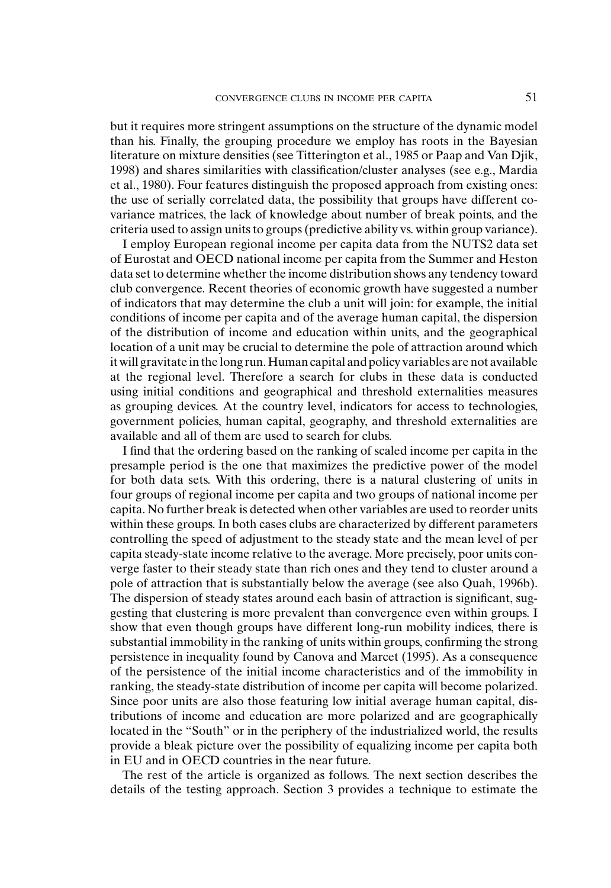but it requires more stringent assumptions on the structure of the dynamic model than his. Finally, the grouping procedure we employ has roots in the Bayesian literature on mixture densities (see Titterington et al., 1985 or Paap and Van Djik, 1998) and shares similarities with classification/cluster analyses (see e.g., Mardia et al., 1980). Four features distinguish the proposed approach from existing ones: the use of serially correlated data, the possibility that groups have different covariance matrices, the lack of knowledge about number of break points, and the criteria used to assign units to groups (predictive ability vs. within group variance).

I employ European regional income per capita data from the NUTS2 data set of Eurostat and OECD national income per capita from the Summer and Heston data set to determine whether the income distribution shows any tendency toward club convergence. Recent theories of economic growth have suggested a number of indicators that may determine the club a unit will join: for example, the initial conditions of income per capita and of the average human capital, the dispersion of the distribution of income and education within units, and the geographical location of a unit may be crucial to determine the pole of attraction around which it will gravitate in the long run. Human capital and policy variables are not available at the regional level. Therefore a search for clubs in these data is conducted using initial conditions and geographical and threshold externalities measures as grouping devices. At the country level, indicators for access to technologies, government policies, human capital, geography, and threshold externalities are available and all of them are used to search for clubs.

I find that the ordering based on the ranking of scaled income per capita in the presample period is the one that maximizes the predictive power of the model for both data sets. With this ordering, there is a natural clustering of units in four groups of regional income per capita and two groups of national income per capita. No further break is detected when other variables are used to reorder units within these groups. In both cases clubs are characterized by different parameters controlling the speed of adjustment to the steady state and the mean level of per capita steady-state income relative to the average. More precisely, poor units converge faster to their steady state than rich ones and they tend to cluster around a pole of attraction that is substantially below the average (see also Quah, 1996b). The dispersion of steady states around each basin of attraction is significant, suggesting that clustering is more prevalent than convergence even within groups. I show that even though groups have different long-run mobility indices, there is substantial immobility in the ranking of units within groups, confirming the strong persistence in inequality found by Canova and Marcet (1995). As a consequence of the persistence of the initial income characteristics and of the immobility in ranking, the steady-state distribution of income per capita will become polarized. Since poor units are also those featuring low initial average human capital, distributions of income and education are more polarized and are geographically located in the "South" or in the periphery of the industrialized world, the results provide a bleak picture over the possibility of equalizing income per capita both in EU and in OECD countries in the near future.

The rest of the article is organized as follows. The next section describes the details of the testing approach. Section 3 provides a technique to estimate the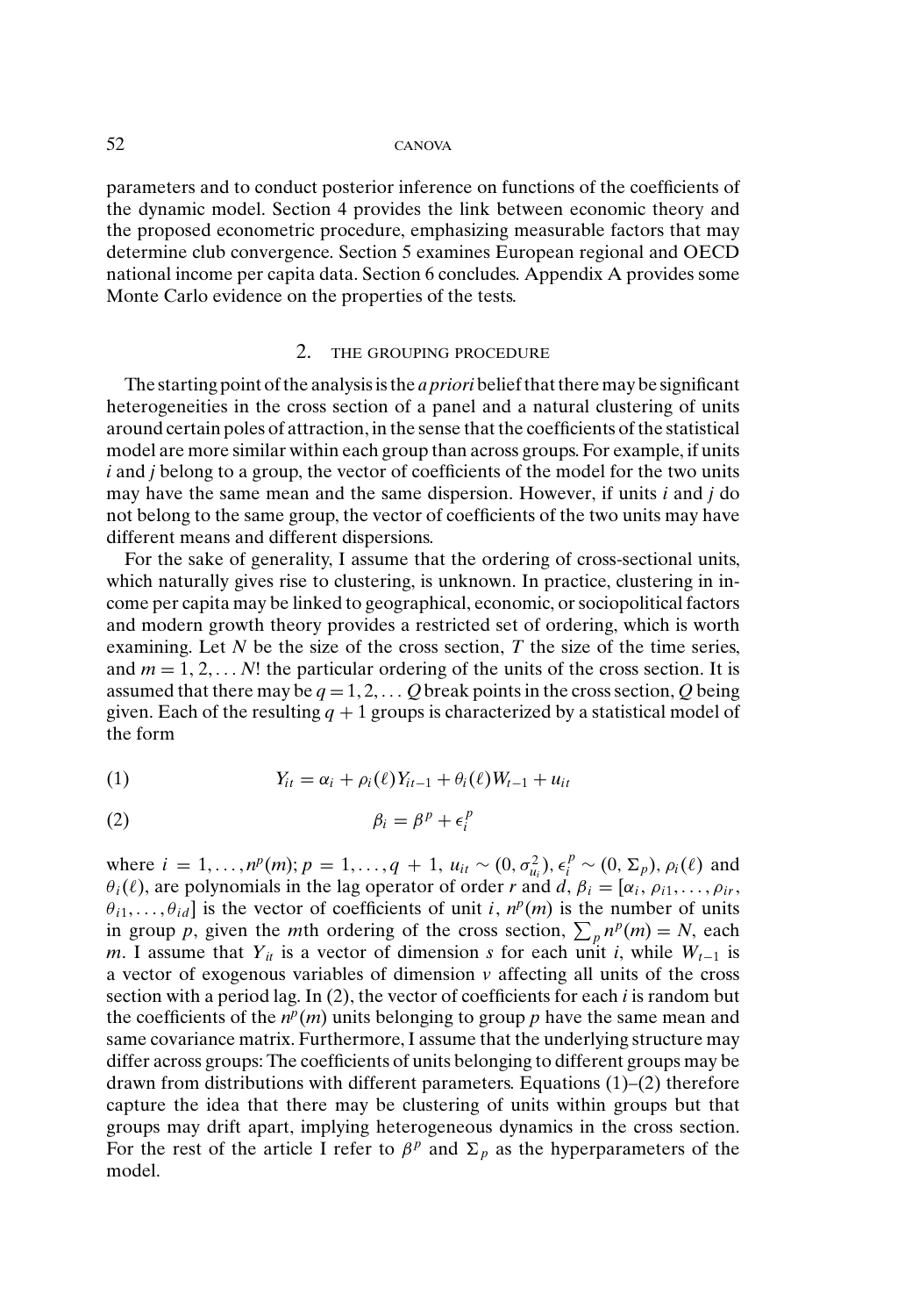parameters and to conduct posterior inference on functions of the coefficients of the dynamic model. Section 4 provides the link between economic theory and the proposed econometric procedure, emphasizing measurable factors that may determine club convergence. Section 5 examines European regional and OECD national income per capita data. Section 6 concludes. Appendix A provides some Monte Carlo evidence on the properties of the tests.

## 2. THE GROUPING PROCEDURE

The starting point of the analysis is the *a priori* belief that there may be significant heterogeneities in the cross section of a panel and a natural clustering of units around certain poles of attraction, in the sense that the coefficients of the statistical model are more similar within each group than across groups. For example, if units $i$ and $j$ belong to a group, the vector of coefficients of the model for the two units may have the same mean and the same dispersion. However, if units $i$ and $j$ do not belong to the same group, the vector of coefficients of the two units may have different means and different dispersions.

For the sake of generality, I assume that the ordering of cross-sectional units, which naturally gives rise to clustering, is unknown. In practice, clustering in income per capita may be linked to geographical, economic, or sociopolitical factors and modern growth theory provides a restricted set of ordering, which is worth examining. Let $N$ be the size of the cross section, $T$ the size of the time series, and $m = 1, 2, \ldots N!$ the particular ordering of the units of the cross section. It is assumed that there may be $q = 1, 2, \ldots Q$ break points in the cross section, $Q$ being given. Each of the resulting $q + 1$ groups is characterized by a statistical model of the form

$$Y_{it} = \alpha_i + \rho_i(\ell) Y_{it-1} + \theta_i(\ell) W_{t-1} + u_{it} \tag{1}$$

$$\beta_i = \beta^p + \epsilon_i^p \tag{2}$$

where $i = 1, \ldots, n^p(m)$; $p = 1, \ldots, q+1$, $u_{it} \sim (0, \sigma_{u_i}^2)$, $\epsilon_i^p \sim (0, \Sigma_p)$, $\rho_i(\ell)$ and $\theta_i(\ell)$, are polynomials in the lag operator of order $r$ and $d$, $\beta_i = [\alpha_i, \rho_{i1}, \ldots, \rho_{ir}, \theta_{i1}, \ldots, \theta_{id}]$ is the vector of coefficients of unit $i$, $n^p(m)$ is the number of units in group $p$, given the $m$th ordering of the cross section, $\sum_p n^p(m) = N$, each $m$. I assume that $Y_{it}$ is a vector of dimension $s$ for each unit $i$, while $W_{t-1}$ is a vector of exogenous variables of dimension $v$ affecting all units of the cross section with a period lag. In (2), the vector of coefficients for each $i$ is random but the coefficients of the $n^p(m)$ units belonging to group $p$ have the same mean and same covariance matrix. Furthermore, I assume that the underlying structure may differ across groups: The coefficients of units belonging to different groups may be drawn from distributions with different parameters. Equations (1)–(2) therefore capture the idea that there may be clustering of units within groups but that groups may drift apart, implying heterogeneous dynamics in the cross section. For the rest of the article I refer to $\beta^p$ and $\Sigma_p$ as the hyperparameters of the model.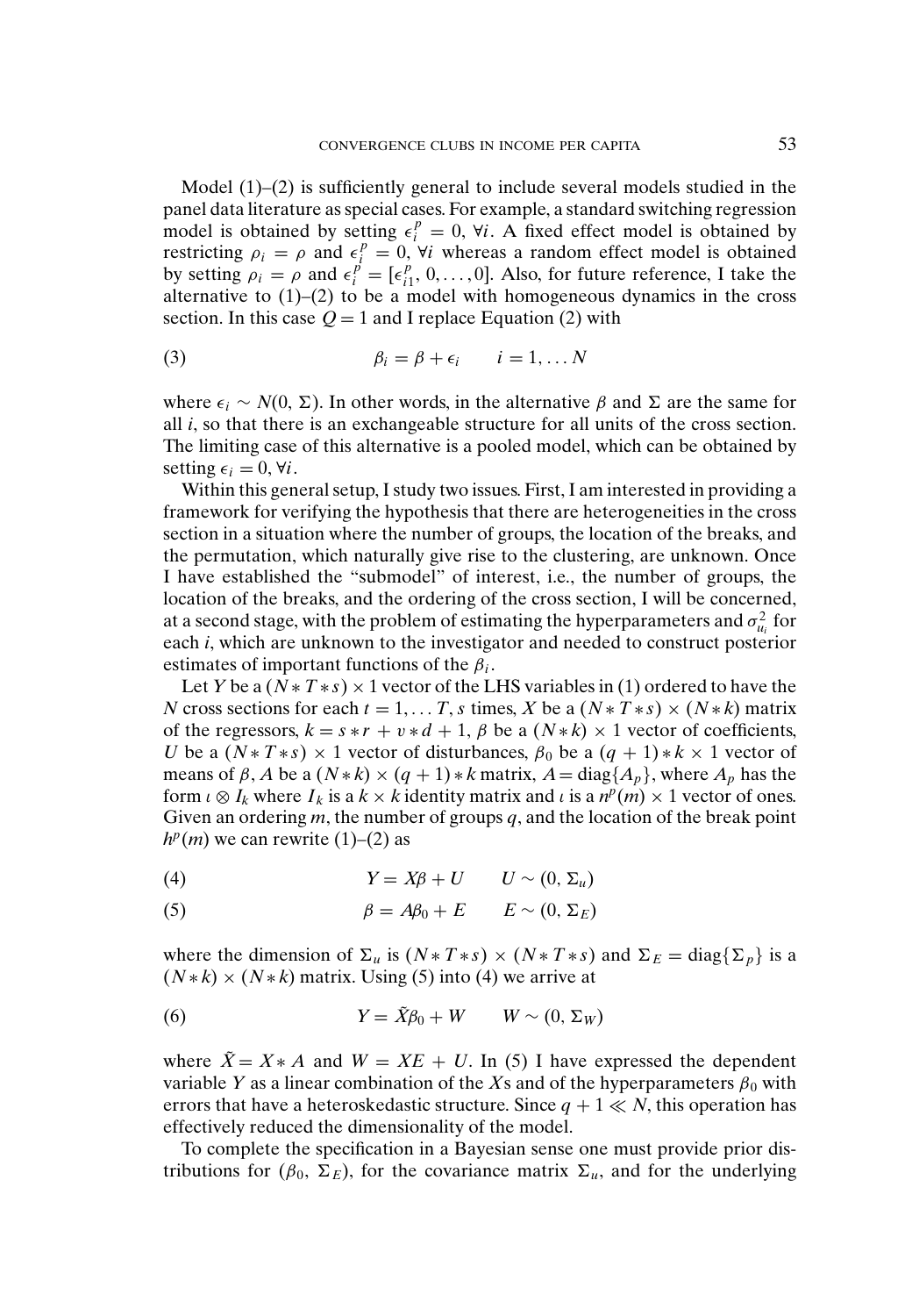Model (1)–(2) is sufficiently general to include several models studied in the panel data literature as special cases. For example, a standard switching regression model is obtained by setting $\epsilon_i^p = 0$, $\forall i$. A fixed effect model is obtained by restricting $\rho_i = \rho$ and $\epsilon_i^p = 0$, $\forall i$ whereas a random effect model is obtained by setting $\rho_i = \rho$ and $\epsilon_i^p = [\epsilon_{i1}^p, 0, \ldots, 0]$. Also, for future reference, I take the alternative to (1)–(2) to be a model with homogeneous dynamics in the cross section. In this case $Q = 1$ and I replace Equation (2) with

$$
\beta_i = \beta + \epsilon_i \qquad i = 1, \ldots N \tag{3}
$$

where $\epsilon_i \sim N(0, \Sigma)$. In other words, in the alternative $\beta$ and $\Sigma$ are the same for all $i$, so that there is an exchangeable structure for all units of the cross section. The limiting case of this alternative is a pooled model, which can be obtained by setting $\epsilon_i = 0, \forall i$.

Within this general setup, I study two issues. First, I am interested in providing a framework for verifying the hypothesis that there are heterogeneities in the cross section in a situation where the number of groups, the location of the breaks, and the permutation, which naturally give rise to the clustering, are unknown. Once I have established the "submodel" of interest, i.e., the number of groups, the location of the breaks, and the ordering of the cross section, I will be concerned, at a second stage, with the problem of estimating the hyperparameters and $\sigma_{u_i}^2$ for each $i$, which are unknown to the investigator and needed to construct posterior estimates of important functions of the $\beta_i$.

Let $Y$ be a $(N * T * s) \times 1$ vector of the LHS variables in (1) ordered to have the $N$ cross sections for each $t = 1, \ldots T$, $s$ times, $X$ be a $(N * T * s) \times (N * k)$ matrix of the regressors, $k = s * r + v * d + 1$, $\beta$ be a $(N * k) \times 1$ vector of coefficients, $U$ be a $(N * T * s) \times 1$ vector of disturbances, $\beta_0$ be a $(q + 1) * k \times 1$ vector of means of $\beta$, $A$ be a $(N * k) \times (q + 1) * k$ matrix, $A = \text{diag}\{A_p\}$, where $A_p$ has the form $\iota \otimes I_k$ where $I_k$ is a $k \times k$ identity matrix and $\iota$ is a $n^p(m) \times 1$ vector of ones. Given an ordering $m$, the number of groups $q$, and the location of the break point $h^p(m)$ we can rewrite (1)–(2) as

$$
Y = X\beta + U \qquad U \sim (0, \Sigma_u) \tag{4}
$$

$$
\beta = A\beta_0 + E \qquad E \sim (0, \Sigma_E) \tag{5}
$$

where the dimension of $\Sigma_u$ is $(N * T * s) \times (N * T * s)$ and $\Sigma_E = \text{diag}\{\Sigma_p\}$ is a $(N * k) \times (N * k)$ matrix. Using (5) into (4) we arrive at

$$
Y = \tilde{X}\beta_0 + W \qquad W \sim (0, \Sigma_W) \tag{6}
$$

where $\tilde{X} = X * A$ and $W = XE + U$. In (5) I have expressed the dependent variable $Y$ as a linear combination of the $X$s and of the hyperparameters $\beta_0$ with errors that have a heteroskedastic structure. Since $q + 1 \ll N$, this operation has effectively reduced the dimensionality of the model.

To complete the specification in a Bayesian sense one must provide prior distributions for $(\beta_0, \Sigma_E)$, for the covariance matrix $\Sigma_u$, and for the underlying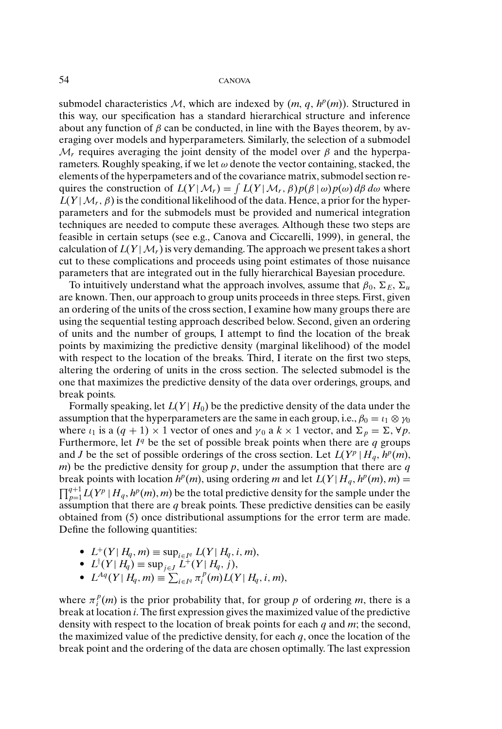submodel characteristics $\mathcal{M}$, which are indexed by $(m, q, h^p(m))$. Structured in this way, our specification has a standard hierarchical structure and inference about any function of $\beta$ can be conducted, in line with the Bayes theorem, by averaging over models and hyperparameters. Similarly, the selection of a submodel $\mathcal{M}_r$ requires averaging the joint density of the model over $\beta$ and the hyperparameters. Roughly speaking, if we let $\omega$ denote the vector containing, stacked, the elements of the hyperpameters and of the covariance matrix, submodel section requires the construction of $L(Y \mid \mathcal{M}_r) = \int L(Y \mid \mathcal{M}_r, \beta) p(\beta \mid \omega) p(\omega)\, d\beta\, d\omega$ where $L(Y \mid \mathcal{M}_r, \beta)$ is the conditional likelihood of the data. Hence, a prior for the hyperparameters and for the submodels must be provided and numerical integration techniques are needed to compute these averages. Although these two steps are feasible in certain setups (see e.g., Canova and Ciccarelli, 1999), in general, the calculation of $L(Y \mid \mathcal{M}_r)$ is very demanding. The approach we present takes a short cut to these complications and proceeds using point estimates of those nuisance parameters that are integrated out in the fully hierarchical Bayesian procedure.

To intuitively understand what the approach involves, assume that $\beta_0$, $\Sigma_E$, $\Sigma_u$ are known. Then, our approach to group units proceeds in three steps. First, given an ordering of the units of the cross section, I examine how many groups there are using the sequential testing approach described below. Second, given an ordering of units and the number of groups, I attempt to find the location of the break points by maximizing the predictive density (marginal likelihood) of the model with respect to the location of the breaks. Third, I iterate on the first two steps, altering the ordering of units in the cross section. The selected submodel is the one that maximizes the predictive density of the data over orderings, groups, and break points.

Formally speaking, let $L(Y \mid H_0)$ be the predictive density of the data under the assumption that the hyperparameters are the same in each group, i.e., $\beta_0 = \iota_1 \otimes \gamma_0$ where $\iota_1$ is a $(q+1) \times 1$ vector of ones and $\gamma_0$ a $k \times 1$ vector, and $\Sigma_p = \Sigma$, $\forall p$. Furthermore, let $I^q$ be the set of possible break points when there are $q$ groups and $J$ be the set of possible orderings of the cross section. Let $L(Y^p \mid H_q, h^p(m), m)$ be the predictive density for group $p$, under the assumption that there are $q$ break points with location $h^p(m)$, using ordering $m$ and let $L(Y \mid H_q, h^p(m), m) = \prod_{p=1}^{q+1} L(Y^p \mid H_q, h^p(m), m)$ be the total predictive density for the sample under the assumption that there are $q$ break points. These predictive densities can be easily obtained from (5) once distributional assumptions for the error term are made. Define the following quantities:

- $L^+(Y \mid H_q, m) \equiv \sup_{i \in I^q} L(Y \mid H_q, i, m)$,
- $L^\dagger(Y \mid H_q) \equiv \sup_{j \in J} L^+(Y \mid H_q, j)$,
- $L^{Aq}(Y \mid H_q, m) \equiv \sum_{i \in I^q} \pi_i^p(m) L(Y \mid H_q, i, m)$,

where $\pi_i^p(m)$ is the prior probability that, for group $p$ of ordering $m$, there is a break at location $i$. The first expression gives the maximized value of the predictive density with respect to the location of break points for each $q$ and $m$; the second, the maximized value of the predictive density, for each $q$, once the location of the break point and the ordering of the data are chosen optimally. The last expression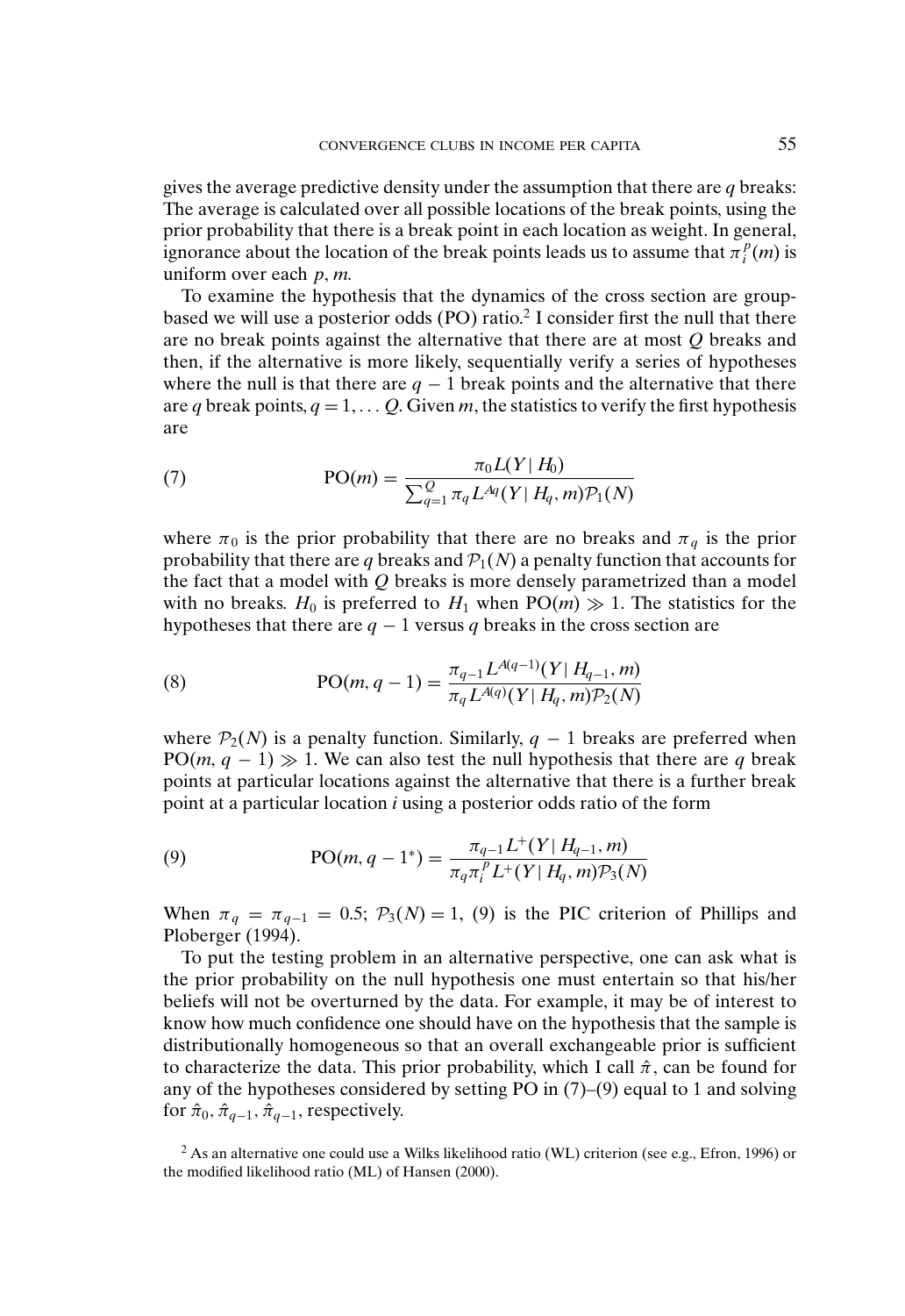gives the average predictive density under the assumption that there are $q$ breaks: The average is calculated over all possible locations of the break points, using the prior probability that there is a break point in each location as weight. In general, ignorance about the location of the break points leads us to assume that $\pi_i^p(m)$ is uniform over each $p, m$.

To examine the hypothesis that the dynamics of the cross section are group-based we will use a posterior odds (PO) ratio.[2] I consider first the null that there are no break points against the alternative that there are at most $Q$ breaks and then, if the alternative is more likely, sequentially verify a series of hypotheses where the null is that there are $q-1$ break points and the alternative that there are $q$ break points, $q = 1, \ldots Q$. Given $m$, the statistics to verify the first hypothesis are

$$\text{PO}(m) = \frac{\pi_0 L(Y \mid H_0)}{\sum_{q=1}^{Q} \pi_q L^{Aq}(Y \mid H_q, m)\mathcal{P}_1(N)} \tag{7}$$

where $\pi_0$ is the prior probability that there are no breaks and $\pi_q$ is the prior probability that there are $q$ breaks and $\mathcal{P}_1(N)$ a penalty function that accounts for the fact that a model with $Q$ breaks is more densely parametrized than a model with no breaks. $H_0$ is preferred to $H_1$ when $\text{PO}(m) \gg 1$. The statistics for the hypotheses that there are $q-1$ versus $q$ breaks in the cross section are

$$\text{PO}(m, q-1) = \frac{\pi_{q-1} L^{A(q-1)}(Y \mid H_{q-1}, m)}{\pi_q L^{A(q)}(Y \mid H_q, m)\mathcal{P}_2(N)} \tag{8}$$

where $\mathcal{P}_2(N)$ is a penalty function. Similarly, $q-1$ breaks are preferred when $\text{PO}(m, q-1) \gg 1$. We can also test the null hypothesis that there are $q$ break points at particular locations against the alternative that there is a further break point at a particular location $i$ using a posterior odds ratio of the form

$$\text{PO}(m, q-1^*) = \frac{\pi_{q-1} L^{+}(Y \mid H_{q-1}, m)}{\pi_q \pi_i^p L^{+}(Y \mid H_q, m)\mathcal{P}_3(N)} \tag{9}$$

When $\pi_q = \pi_{q-1} = 0.5$; $\mathcal{P}_3(N) = 1$, (9) is the PIC criterion of Phillips and Ploberger (1994).

To put the testing problem in an alternative perspective, one can ask what is the prior probability on the null hypothesis one must entertain so that his/her beliefs will not be overturned by the data. For example, it may be of interest to know how much confidence one should have on the hypothesis that the sample is distributionally homogeneous so that an overall exchangeable prior is sufficient to characterize the data. This prior probability, which I call $\hat{\pi}$, can be found for any of the hypotheses considered by setting PO in (7)–(9) equal to 1 and solving for $\hat{\pi}_0, \hat{\pi}_{q-1}, \hat{\pi}_{q-1}$, respectively.

[2] As an alternative one could use a Wilks likelihood ratio (WL) criterion (see e.g., Efron, 1996) or the modified likelihood ratio (ML) of Hansen (2000).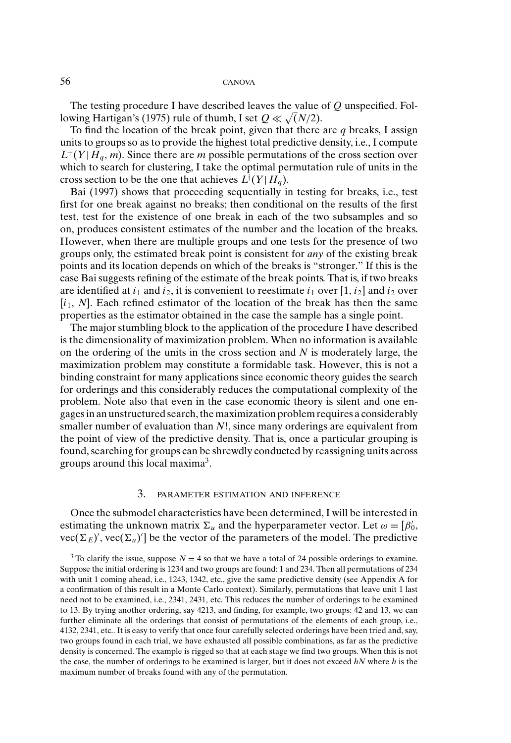The testing procedure I have described leaves the value of $Q$ unspecified. Following Hartigan's (1975) rule of thumb, I set $Q \ll \sqrt{(N/2)}$.

To find the location of the break point, given that there are $q$ breaks, I assign units to groups so as to provide the highest total predictive density, i.e., I compute $L^{+}(Y \mid H_q, m)$. Since there are $m$ possible permutations of the cross section over which to search for clustering, I take the optimal permutation rule of units in the cross section to be the one that achieves $L^{\dagger}(Y \mid H_q)$.

Bai (1997) shows that proceeding sequentially in testing for breaks, i.e., test first for one break against no breaks; then conditional on the results of the first test, test for the existence of one break in each of the two subsamples and so on, produces consistent estimates of the number and the location of the breaks. However, when there are multiple groups and one tests for the presence of two groups only, the estimated break point is consistent for *any* of the existing break points and its location depends on which of the breaks is "stronger." If this is the case Bai suggests refining of the estimate of the break points. That is, if two breaks are identified at $i_1$ and $i_2$, it is convenient to reestimate $i_1$ over $[1, i_2]$ and $i_2$ over $[i_1, N]$. Each refined estimator of the location of the break has then the same properties as the estimator obtained in the case the sample has a single point.

The major stumbling block to the application of the procedure I have described is the dimensionality of maximization problem. When no information is available on the ordering of the units in the cross section and $N$ is moderately large, the maximization problem may constitute a formidable task. However, this is not a binding constraint for many applications since economic theory guides the search for orderings and this considerably reduces the computational complexity of the problem. Note also that even in the case economic theory is silent and one engages in an unstructured search, the maximization problem requires a considerably smaller number of evaluation than $N!$, since many orderings are equivalent from the point of view of the predictive density. That is, once a particular grouping is found, searching for groups can be shrewdly conducted by reassigning units across groups around this local maxima[3].

## 3. PARAMETER ESTIMATION AND INFERENCE

Once the submodel characteristics have been determined, I will be interested in estimating the unknown matrix $\Sigma_u$ and the hyperparameter vector. Let $\omega = [\beta_0', \text{vec}(\Sigma_E)', \text{vec}(\Sigma_u)']$ be the vector of the parameters of the model. The predictive

[3] To clarify the issue, suppose $N = 4$ so that we have a total of 24 possible orderings to examine. Suppose the initial ordering is 1234 and two groups are found: 1 and 234. Then all permutations of 234 with unit 1 coming ahead, i.e., 1243, 1342, etc., give the same predictive density (see Appendix A for a confirmation of this result in a Monte Carlo context). Similarly, permutations that leave unit 1 last need not to be examined, i.e., 2341, 2431, etc. This reduces the number of orderings to be examined to 13. By trying another ordering, say 4213, and finding, for example, two groups: 42 and 13, we can further eliminate all the orderings that consist of permutations of the elements of each group, i.e., 4132, 2341, etc.. It is easy to verify that once four carefully selected orderings have been tried and, say, two groups found in each trial, we have exhausted all possible combinations, as far as the predictive density is concerned. The example is rigged so that at each stage we find two groups. When this is not the case, the number of orderings to be examined is larger, but it does not exceed $hN$ where $h$ is the maximum number of breaks found with any of the permutation.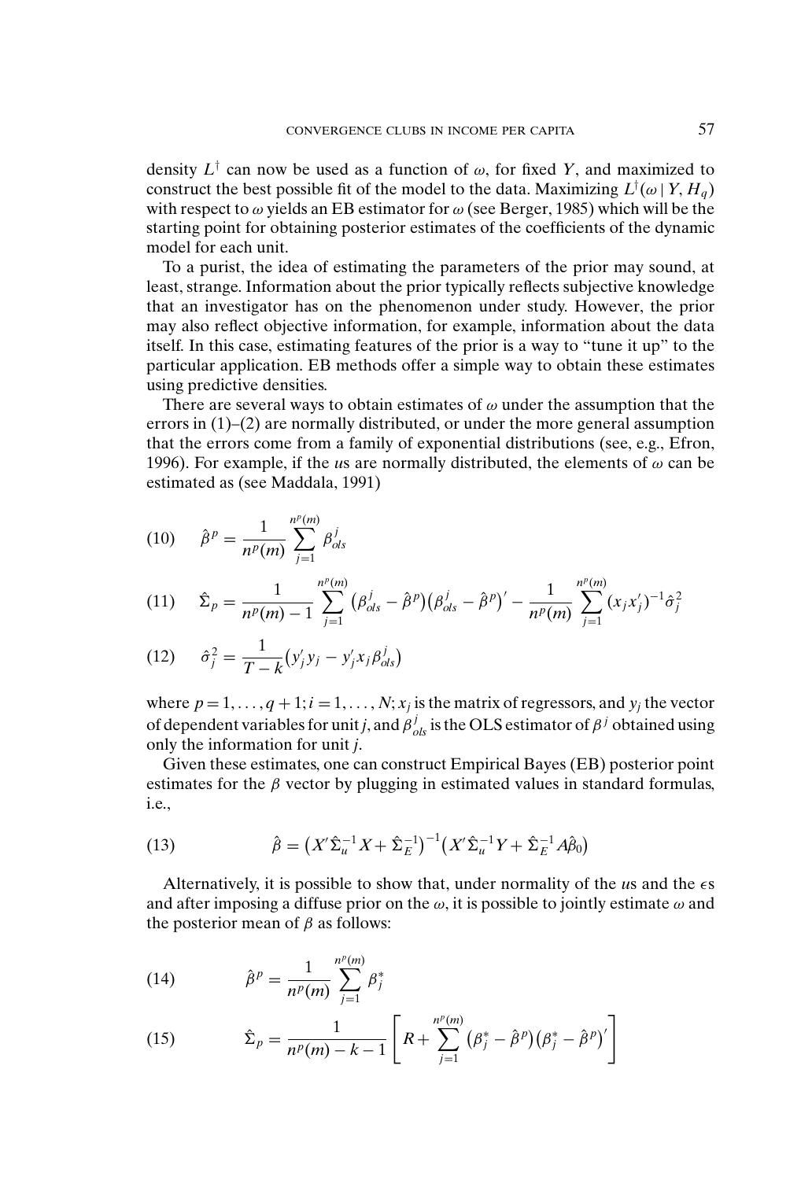density $L^\dagger$ can now be used as a function of $\omega$, for fixed $Y$, and maximized to construct the best possible fit of the model to the data. Maximizing $L^\dagger(\omega \mid Y, H_q)$ with respect to $\omega$ yields an EB estimator for $\omega$ (see Berger, 1985) which will be the starting point for obtaining posterior estimates of the coefficients of the dynamic model for each unit.

To a purist, the idea of estimating the parameters of the prior may sound, at least, strange. Information about the prior typically reflects subjective knowledge that an investigator has on the phenomenon under study. However, the prior may also reflect objective information, for example, information about the data itself. In this case, estimating features of the prior is a way to "tune it up" to the particular application. EB methods offer a simple way to obtain these estimates using predictive densities.

There are several ways to obtain estimates of $\omega$ under the assumption that the errors in (1)–(2) are normally distributed, or under the more general assumption that the errors come from a family of exponential distributions (see, e.g., Efron, 1996). For example, if the $u$s are normally distributed, the elements of $\omega$ can be estimated as (see Maddala, 1991)

$$\hat{\beta}^p = \frac{1}{n^p(m)} \sum_{j=1}^{n^p(m)} \beta^j_{ols} \tag{10}$$

$$\hat{\Sigma}_p = \frac{1}{n^p(m)-1} \sum_{j=1}^{n^p(m)} \left(\beta^j_{ols} - \hat{\beta}^p\right)\left(\beta^j_{ols} - \hat{\beta}^p\right)' - \frac{1}{n^p(m)} \sum_{j=1}^{n^p(m)} (x_j x_j')^{-1} \hat{\sigma}^2_j \tag{11}$$

$$\hat{\sigma}^2_j = \frac{1}{T-k}\left(y_j' y_j - y_j' x_j \beta^j_{ols}\right) \tag{12}$$

where $p = 1, \ldots, q+1; i = 1, \ldots, N; x_j$ is the matrix of regressors, and $y_j$ the vector of dependent variables for unit $j$, and $\beta^j_{ols}$ is the OLS estimator of $\beta^j$ obtained using only the information for unit $j$.

Given these estimates, one can construct Empirical Bayes (EB) posterior point estimates for the $\beta$ vector by plugging in estimated values in standard formulas, i.e.,

$$\hat{\beta} = \left(X'\hat{\Sigma}_u^{-1} X + \hat{\Sigma}_E^{-1}\right)^{-1}\left(X'\hat{\Sigma}_u^{-1} Y + \hat{\Sigma}_E^{-1} A\hat{\beta}_0\right) \tag{13}$$

Alternatively, it is possible to show that, under normality of the $u$s and the $\epsilon$s and after imposing a diffuse prior on the $\omega$, it is possible to jointly estimate $\omega$ and the posterior mean of $\beta$ as follows:

$$\hat{\beta}^p = \frac{1}{n^p(m)} \sum_{j=1}^{n^p(m)} \beta^*_j \tag{14}$$

$$\hat{\Sigma}_p = \frac{1}{n^p(m)-k-1}\left[R + \sum_{j=1}^{n^p(m)} \left(\beta^*_j - \hat{\beta}^p\right)\left(\beta^*_j - \hat{\beta}^p\right)'\right] \tag{15}$$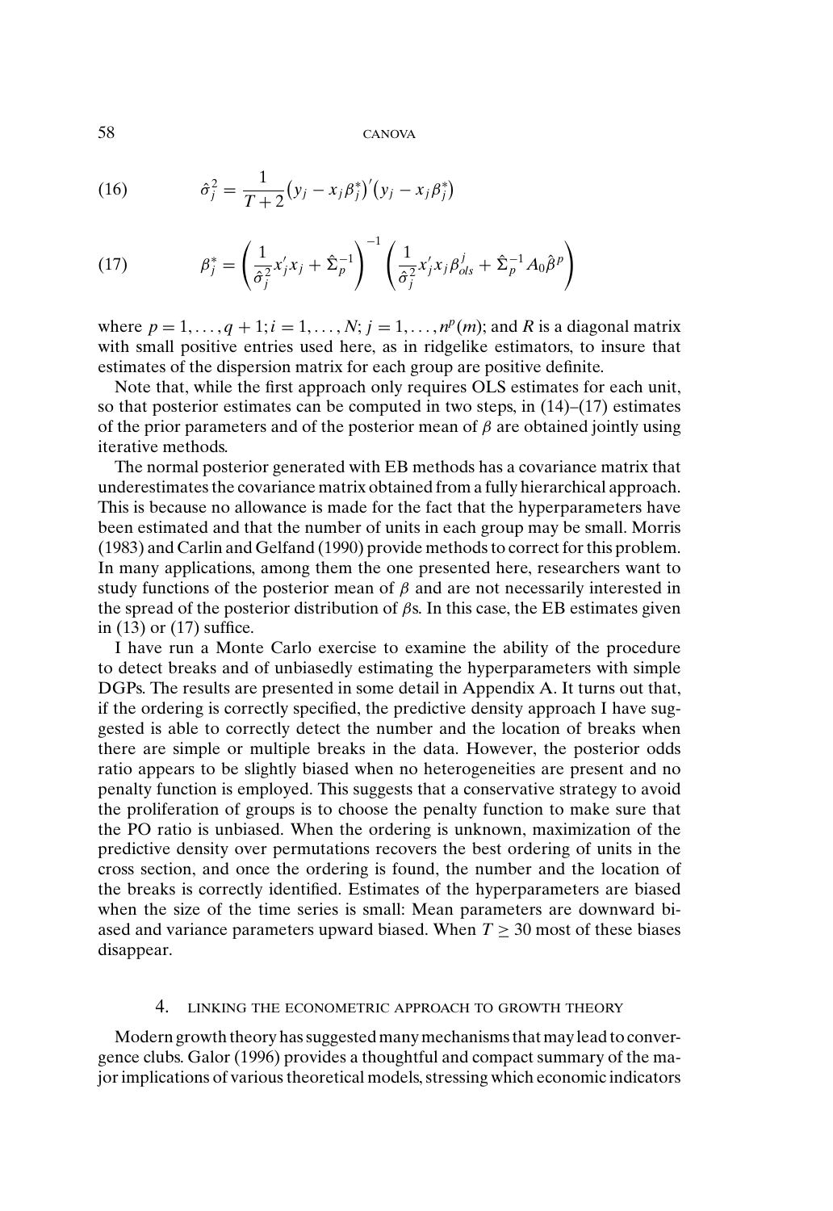$$\hat{\sigma}_j^2 = \frac{1}{T+2}\left(y_j - x_j\beta_j^*\right)'\left(y_j - x_j\beta_j^*\right) \tag{16}$$

$$\beta_j^* = \left(\frac{1}{\hat{\sigma}_j^2}x_j'x_j + \hat{\Sigma}_p^{-1}\right)^{-1}\left(\frac{1}{\hat{\sigma}_j^2}x_j'x_j\beta_{ols}^j + \hat{\Sigma}_p^{-1}A_0\hat{\beta}^p\right) \tag{17}$$

where $p = 1, \ldots, q+1; i = 1, \ldots, N; j = 1, \ldots, n^p(m)$; and $R$ is a diagonal matrix with small positive entries used here, as in ridgelike estimators, to insure that estimates of the dispersion matrix for each group are positive definite.

Note that, while the first approach only requires OLS estimates for each unit, so that posterior estimates can be computed in two steps, in (14)–(17) estimates of the prior parameters and of the posterior mean of $\beta$ are obtained jointly using iterative methods.

The normal posterior generated with EB methods has a covariance matrix that underestimates the covariance matrix obtained from a fully hierarchical approach. This is because no allowance is made for the fact that the hyperparameters have been estimated and that the number of units in each group may be small. Morris (1983) and Carlin and Gelfand (1990) provide methods to correct for this problem. In many applications, among them the one presented here, researchers want to study functions of the posterior mean of $\beta$ and are not necessarily interested in the spread of the posterior distribution of $\beta$s. In this case, the EB estimates given in (13) or (17) suffice.

I have run a Monte Carlo exercise to examine the ability of the procedure to detect breaks and of unbiasedly estimating the hyperparameters with simple DGPs. The results are presented in some detail in Appendix A. It turns out that, if the ordering is correctly specified, the predictive density approach I have suggested is able to correctly detect the number and the location of breaks when there are simple or multiple breaks in the data. However, the posterior odds ratio appears to be slightly biased when no heterogeneities are present and no penalty function is employed. This suggests that a conservative strategy to avoid the proliferation of groups is to choose the penalty function to make sure that the PO ratio is unbiased. When the ordering is unknown, maximization of the predictive density over permutations recovers the best ordering of units in the cross section, and once the ordering is found, the number and the location of the breaks is correctly identified. Estimates of the hyperparameters are biased when the size of the time series is small: Mean parameters are downward biased and variance parameters upward biased. When $T \geq 30$ most of these biases disappear.

## 4. LINKING THE ECONOMETRIC APPROACH TO GROWTH THEORY

Modern growth theory has suggested many mechanisms that may lead to convergence clubs. Galor (1996) provides a thoughtful and compact summary of the major implications of various theoretical models, stressing which economic indicators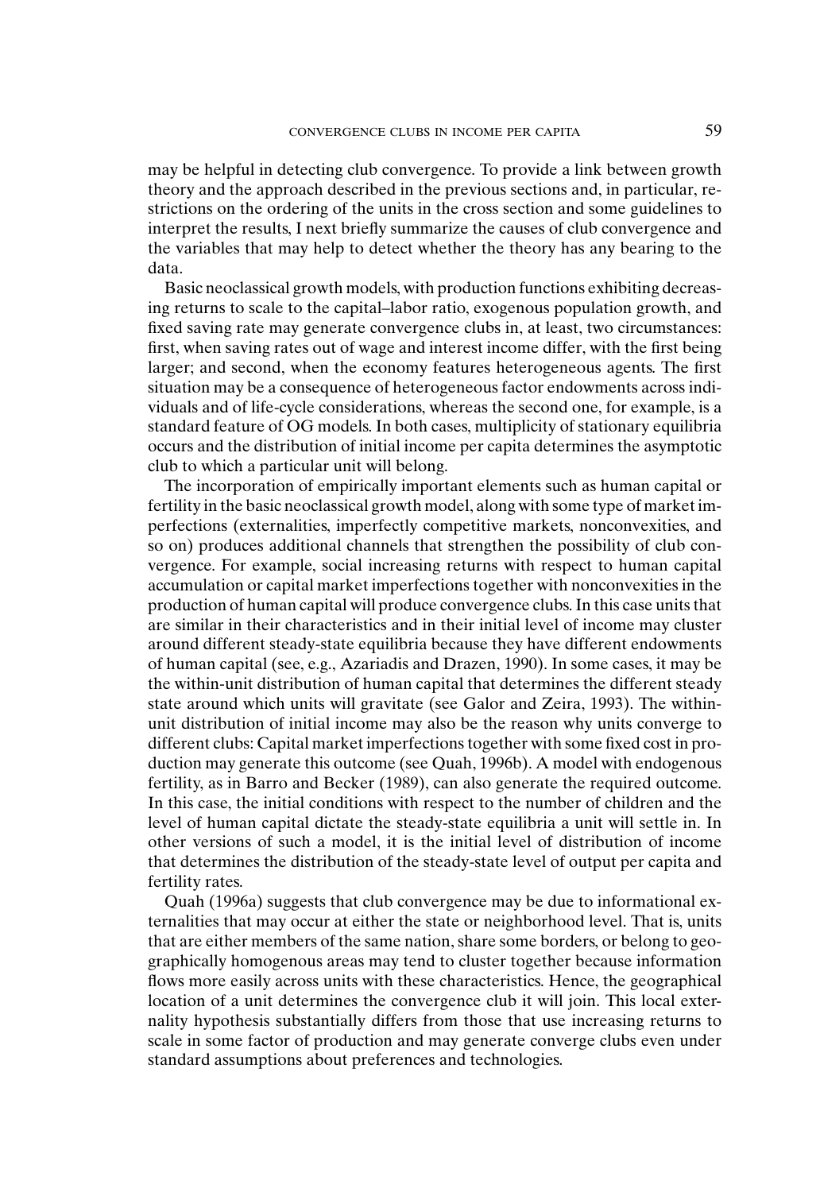may be helpful in detecting club convergence. To provide a link between growth theory and the approach described in the previous sections and, in particular, restrictions on the ordering of the units in the cross section and some guidelines to interpret the results, I next briefly summarize the causes of club convergence and the variables that may help to detect whether the theory has any bearing to the data.

Basic neoclassical growth models, with production functions exhibiting decreasing returns to scale to the capital–labor ratio, exogenous population growth, and fixed saving rate may generate convergence clubs in, at least, two circumstances: first, when saving rates out of wage and interest income differ, with the first being larger; and second, when the economy features heterogeneous agents. The first situation may be a consequence of heterogeneous factor endowments across individuals and of life-cycle considerations, whereas the second one, for example, is a standard feature of OG models. In both cases, multiplicity of stationary equilibria occurs and the distribution of initial income per capita determines the asymptotic club to which a particular unit will belong.

The incorporation of empirically important elements such as human capital or fertility in the basic neoclassical growth model, along with some type of market imperfections (externalities, imperfectly competitive markets, nonconvexities, and so on) produces additional channels that strengthen the possibility of club convergence. For example, social increasing returns with respect to human capital accumulation or capital market imperfections together with nonconvexities in the production of human capital will produce convergence clubs. In this case units that are similar in their characteristics and in their initial level of income may cluster around different steady-state equilibria because they have different endowments of human capital (see, e.g., Azariadis and Drazen, 1990). In some cases, it may be the within-unit distribution of human capital that determines the different steady state around which units will gravitate (see Galor and Zeira, 1993). The within-unit distribution of initial income may also be the reason why units converge to different clubs: Capital market imperfections together with some fixed cost in production may generate this outcome (see Quah, 1996b). A model with endogenous fertility, as in Barro and Becker (1989), can also generate the required outcome. In this case, the initial conditions with respect to the number of children and the level of human capital dictate the steady-state equilibria a unit will settle in. In other versions of such a model, it is the initial level of distribution of income that determines the distribution of the steady-state level of output per capita and fertility rates.

Quah (1996a) suggests that club convergence may be due to informational externalities that may occur at either the state or neighborhood level. That is, units that are either members of the same nation, share some borders, or belong to geographically homogenous areas may tend to cluster together because information flows more easily across units with these characteristics. Hence, the geographical location of a unit determines the convergence club it will join. This local externality hypothesis substantially differs from those that use increasing returns to scale in some factor of production and may generate converge clubs even under standard assumptions about preferences and technologies.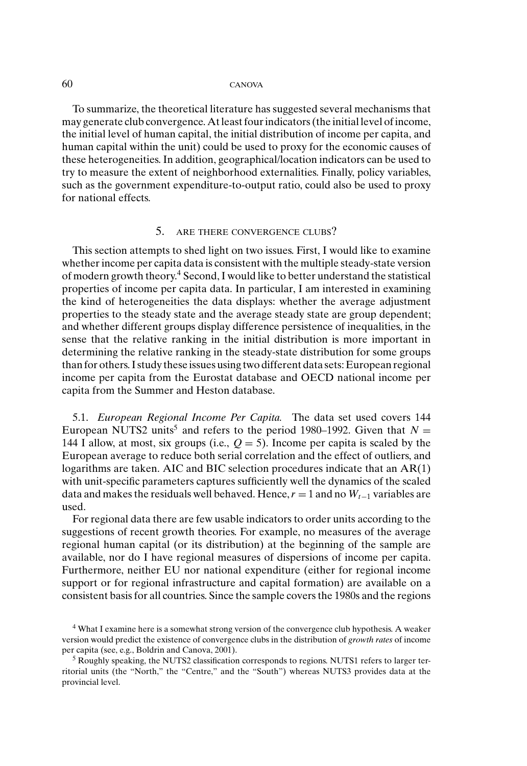To summarize, the theoretical literature has suggested several mechanisms that may generate club convergence. At least four indicators (the initial level of income, the initial level of human capital, the initial distribution of income per capita, and human capital within the unit) could be used to proxy for the economic causes of these heterogeneities. In addition, geographical/location indicators can be used to try to measure the extent of neighborhood externalities. Finally, policy variables, such as the government expenditure-to-output ratio, could also be used to proxy for national effects.

## 5. ARE THERE CONVERGENCE CLUBS?

This section attempts to shed light on two issues. First, I would like to examine whether income per capita data is consistent with the multiple steady-state version of modern growth theory.[4] Second, I would like to better understand the statistical properties of income per capita data. In particular, I am interested in examining the kind of heterogeneities the data displays: whether the average adjustment properties to the steady state and the average steady state are group dependent; and whether different groups display difference persistence of inequalities, in the sense that the relative ranking in the initial distribution is more important in determining the relative ranking in the steady-state distribution for some groups than for others. I study these issues using two different data sets: European regional income per capita from the Eurostat database and OECD national income per capita from the Summer and Heston database.

5.1. *European Regional Income Per Capita.* The data set used covers 144 European NUTS2 units[5] and refers to the period 1980–1992. Given that $N = 144$ I allow, at most, six groups (i.e., $Q = 5$). Income per capita is scaled by the European average to reduce both serial correlation and the effect of outliers, and logarithms are taken. AIC and BIC selection procedures indicate that an AR(1) with unit-specific parameters captures sufficiently well the dynamics of the scaled data and makes the residuals well behaved. Hence, $r = 1$ and no $W_{t-1}$ variables are used.

For regional data there are few usable indicators to order units according to the suggestions of recent growth theories. For example, no measures of the average regional human capital (or its distribution) at the beginning of the sample are available, nor do I have regional measures of dispersions of income per capita. Furthermore, neither EU nor national expenditure (either for regional income support or for regional infrastructure and capital formation) are available on a consistent basis for all countries. Since the sample covers the 1980s and the regions

[4] What I examine here is a somewhat strong version of the convergence club hypothesis. A weaker version would predict the existence of convergence clubs in the distribution of *growth rates* of income per capita (see, e.g., Boldrin and Canova, 2001).

[5] Roughly speaking, the NUTS2 classification corresponds to regions. NUTS1 refers to larger territorial units (the "North," the "Centre," and the "South") whereas NUTS3 provides data at the provincial level.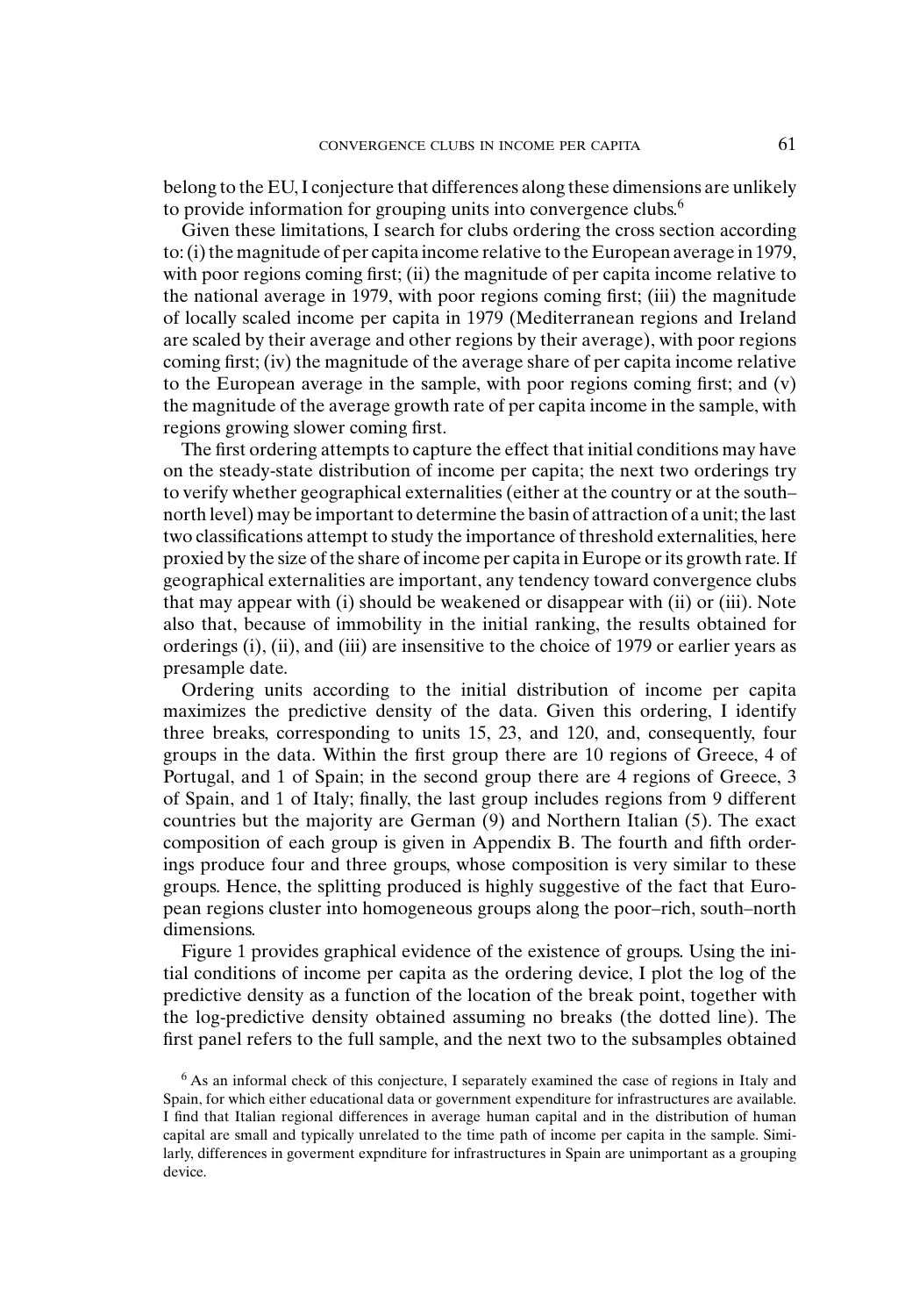belong to the EU, I conjecture that differences along these dimensions are unlikely to provide information for grouping units into convergence clubs.[6]

Given these limitations, I search for clubs ordering the cross section according to: (i) the magnitude of per capita income relative to the European average in 1979, with poor regions coming first; (ii) the magnitude of per capita income relative to the national average in 1979, with poor regions coming first; (iii) the magnitude of locally scaled income per capita in 1979 (Mediterranean regions and Ireland are scaled by their average and other regions by their average), with poor regions coming first; (iv) the magnitude of the average share of per capita income relative to the European average in the sample, with poor regions coming first; and (v) the magnitude of the average growth rate of per capita income in the sample, with regions growing slower coming first.

The first ordering attempts to capture the effect that initial conditions may have on the steady-state distribution of income per capita; the next two orderings try to verify whether geographical externalities (either at the country or at the south–north level) may be important to determine the basin of attraction of a unit; the last two classifications attempt to study the importance of threshold externalities, here proxied by the size of the share of income per capita in Europe or its growth rate. If geographical externalities are important, any tendency toward convergence clubs that may appear with (i) should be weakened or disappear with (ii) or (iii). Note also that, because of immobility in the initial ranking, the results obtained for orderings (i), (ii), and (iii) are insensitive to the choice of 1979 or earlier years as presample date.

Ordering units according to the initial distribution of income per capita maximizes the predictive density of the data. Given this ordering, I identify three breaks, corresponding to units 15, 23, and 120, and, consequently, four groups in the data. Within the first group there are 10 regions of Greece, 4 of Portugal, and 1 of Spain; in the second group there are 4 regions of Greece, 3 of Spain, and 1 of Italy; finally, the last group includes regions from 9 different countries but the majority are German (9) and Northern Italian (5). The exact composition of each group is given in Appendix B. The fourth and fifth orderings produce four and three groups, whose composition is very similar to these groups. Hence, the splitting produced is highly suggestive of the fact that European regions cluster into homogeneous groups along the poor–rich, south–north dimensions.

Figure 1 provides graphical evidence of the existence of groups. Using the initial conditions of income per capita as the ordering device, I plot the log of the predictive density as a function of the location of the break point, together with the log-predictive density obtained assuming no breaks (the dotted line). The first panel refers to the full sample, and the next two to the subsamples obtained

[6] As an informal check of this conjecture, I separately examined the case of regions in Italy and Spain, for which either educational data or government expenditure for infrastructures are available. I find that Italian regional differences in average human capital and in the distribution of human capital are small and typically unrelated to the time path of income per capita in the sample. Similarly, differences in goverment expnditure for infrastructures in Spain are unimportant as a grouping device.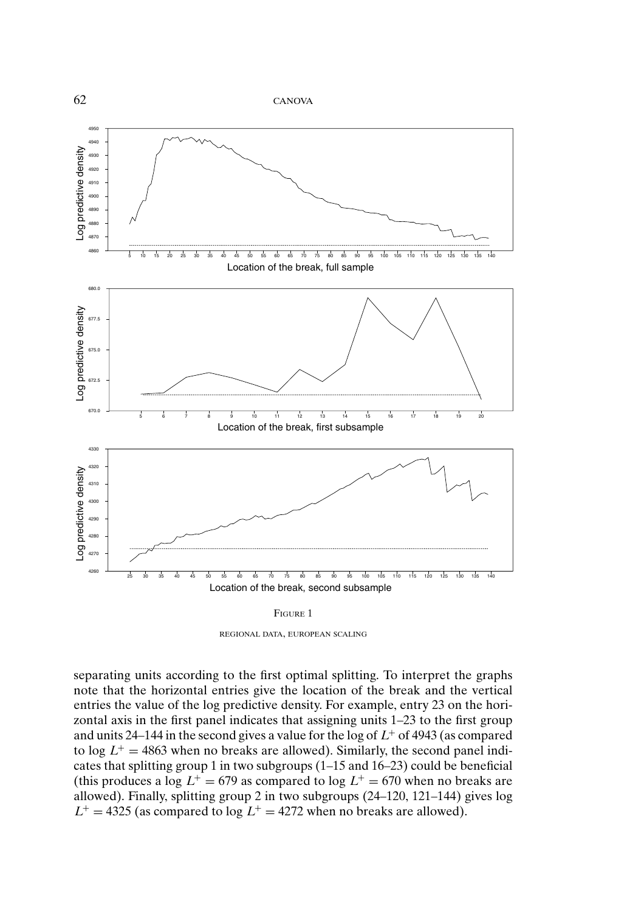FIGURE 1

REGIONAL DATA, EUROPEAN SCALING

separating units according to the first optimal splitting. To interpret the graphs note that the horizontal entries give the location of the break and the vertical entries the value of the log predictive density. For example, entry 23 on the horizontal axis in the first panel indicates that assigning units 1–23 to the first group and units 24–144 in the second gives a value for the log of $L^+$ of 4943 (as compared to $\log L^+ = 4863$ when no breaks are allowed). Similarly, the second panel indicates that splitting group 1 in two subgroups (1–15 and 16–23) could be beneficial (this produces a $\log L^+ = 679$ as compared to $\log L^+ = 670$ when no breaks are allowed). Finally, splitting group 2 in two subgroups (24–120, 121–144) gives $\log L^+ = 4325$ (as compared to $\log L^+ = 4272$ when no breaks are allowed).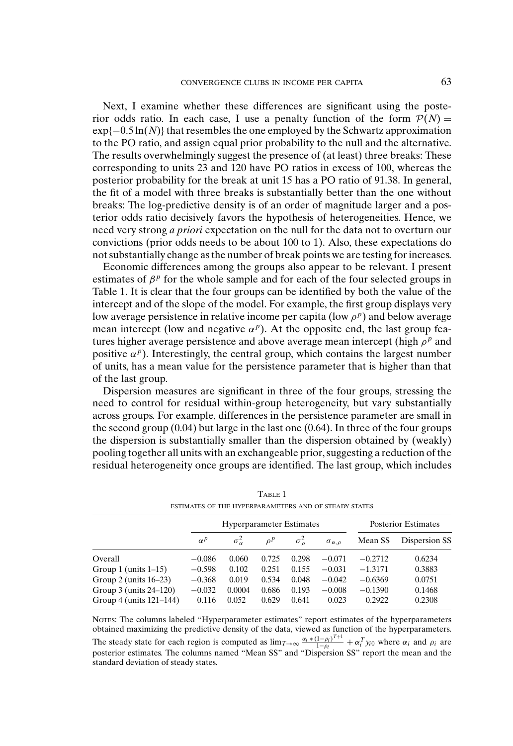Next, I examine whether these differences are significant using the posterior odds ratio. In each case, I use a penalty function of the form $\mathcal{P}(N) = \exp\{-0.5\ln(N)\}$ that resembles the one employed by the Schwartz approximation to the PO ratio, and assign equal prior probability to the null and the alternative. The results overwhelmingly suggest the presence of (at least) three breaks: These corresponding to units 23 and 120 have PO ratios in excess of 100, whereas the posterior probability for the break at unit 15 has a PO ratio of 91.38. In general, the fit of a model with three breaks is substantially better than the one without breaks: The log-predictive density is of an order of magnitude larger and a posterior odds ratio decisively favors the hypothesis of heterogeneities. Hence, we need very strong *a priori* expectation on the null for the data not to overturn our convictions (prior odds needs to be about 100 to 1). Also, these expectations do not substantially change as the number of break points we are testing for increases.

Economic differences among the groups also appear to be relevant. I present estimates of $\beta^p$ for the whole sample and for each of the four selected groups in Table 1. It is clear that the four groups can be identified by both the value of the intercept and of the slope of the model. For example, the first group displays very low average persistence in relative income per capita (low $\rho^p$) and below average mean intercept (low and negative $\alpha^p$). At the opposite end, the last group features higher average persistence and above average mean intercept (high $\rho^p$ and positive $\alpha^p$). Interestingly, the central group, which contains the largest number of units, has a mean value for the persistence parameter that is higher than that of the last group.

Dispersion measures are significant in three of the four groups, stressing the need to control for residual within-group heterogeneity, but vary substantially across groups. For example, differences in the persistence parameter are small in the second group (0.04) but large in the last one (0.64). In three of the four groups the dispersion is substantially smaller than the dispersion obtained by (weakly) pooling together all units with an exchangeable prior, suggesting a reduction of the residual heterogeneity once groups are identified. The last group, which includes

TABLE 1

ESTIMATES OF THE HYPERPARAMETERS AND OF STEADY STATES

| | Hyperparameter Estimates | | | | | Posterior Estimates | |
|---|---|---|---|---|---|---|---|
| | $\alpha^p$ | $\sigma^2_\alpha$ | $\rho^p$ | $\sigma^2_\rho$ | $\sigma_{\alpha,\rho}$ | Mean SS | Dispersion SS |
| Overall | −0.086 | 0.060 | 0.725 | 0.298 | −0.071 | −0.2712 | 0.6234 |
| Group 1 (units 1–15) | −0.598 | 0.102 | 0.251 | 0.155 | −0.031 | −1.3171 | 0.3883 |
| Group 2 (units 16–23) | −0.368 | 0.019 | 0.534 | 0.048 | −0.042 | −0.6369 | 0.0751 |
| Group 3 (units 24–120) | −0.032 | 0.0004 | 0.686 | 0.193 | −0.008 | −0.1390 | 0.1468 |
| Group 4 (units 121–144) | 0.116 | 0.052 | 0.629 | 0.641 | 0.023 | 0.2922 | 0.2308 |

NOTES: The columns labeled "Hyperparameter estimates" report estimates of the hyperparameters obtained maximizing the predictive density of the data, viewed as function of the hyperparameters. The steady state for each region is computed as $\lim_{T\to\infty} \frac{\alpha_i * (1-\rho_i)^{T+1}}{1-\rho_i} + \alpha_i^T y_{i0}$ where $\alpha_i$ and $\rho_i$ are posterior estimates. The columns named "Mean SS" and "Dispersion SS" report the mean and the standard deviation of steady states.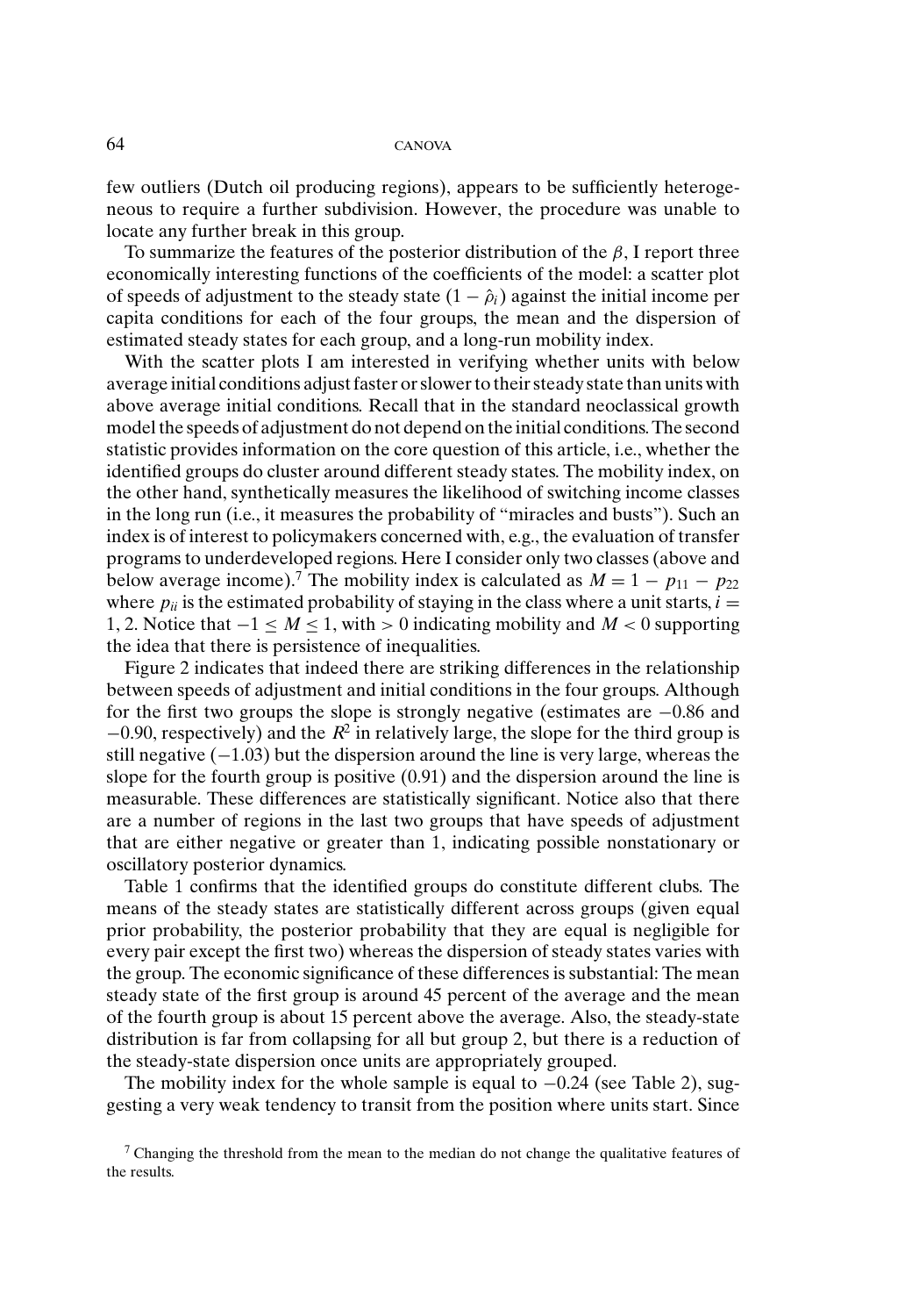few outliers (Dutch oil producing regions), appears to be sufficiently heterogeneous to require a further subdivision. However, the procedure was unable to locate any further break in this group.

To summarize the features of the posterior distribution of the $\beta$, I report three economically interesting functions of the coefficients of the model: a scatter plot of speeds of adjustment to the steady state $(1 - \hat{\rho}_i)$ against the initial income per capita conditions for each of the four groups, the mean and the dispersion of estimated steady states for each group, and a long-run mobility index.

With the scatter plots I am interested in verifying whether units with below average initial conditions adjust faster or slower to their steady state than units with above average initial conditions. Recall that in the standard neoclassical growth model the speeds of adjustment do not depend on the initial conditions. The second statistic provides information on the core question of this article, i.e., whether the identified groups do cluster around different steady states. The mobility index, on the other hand, synthetically measures the likelihood of switching income classes in the long run (i.e., it measures the probability of "miracles and busts"). Such an index is of interest to policymakers concerned with, e.g., the evaluation of transfer programs to underdeveloped regions. Here I consider only two classes (above and below average income).[7] The mobility index is calculated as $M = 1 - p_{11} - p_{22}$ where $p_{ii}$ is the estimated probability of staying in the class where a unit starts, $i = 1, 2$. Notice that $-1 \leq M \leq 1$, with $> 0$ indicating mobility and $M < 0$ supporting the idea that there is persistence of inequalities.

Figure 2 indicates that indeed there are striking differences in the relationship between speeds of adjustment and initial conditions in the four groups. Although for the first two groups the slope is strongly negative (estimates are $-0.86$ and $-0.90$, respectively) and the $R^2$ in relatively large, the slope for the third group is still negative ($-1.03$) but the dispersion around the line is very large, whereas the slope for the fourth group is positive (0.91) and the dispersion around the line is measurable. These differences are statistically significant. Notice also that there are a number of regions in the last two groups that have speeds of adjustment that are either negative or greater than 1, indicating possible nonstationary or oscillatory posterior dynamics.

Table 1 confirms that the identified groups do constitute different clubs. The means of the steady states are statistically different across groups (given equal prior probability, the posterior probability that they are equal is negligible for every pair except the first two) whereas the dispersion of steady states varies with the group. The economic significance of these differences is substantial: The mean steady state of the first group is around 45 percent of the average and the mean of the fourth group is about 15 percent above the average. Also, the steady-state distribution is far from collapsing for all but group 2, but there is a reduction of the steady-state dispersion once units are appropriately grouped.

The mobility index for the whole sample is equal to $-0.24$ (see Table 2), suggesting a very weak tendency to transit from the position where units start. Since

[7] Changing the threshold from the mean to the median do not change the qualitative features of the results.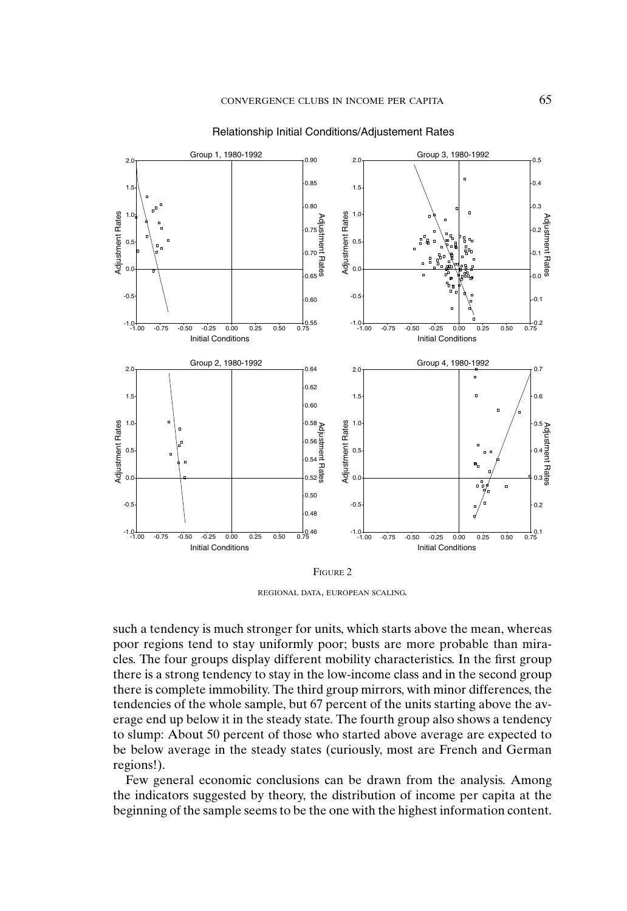Relationship Initial Conditions/Adjustement Rates

FIGURE 2

REGIONAL DATA, EUROPEAN SCALING.

such a tendency is much stronger for units, which starts above the mean, whereas poor regions tend to stay uniformly poor; busts are more probable than miracles. The four groups display different mobility characteristics. In the first group there is a strong tendency to stay in the low-income class and in the second group there is complete immobility. The third group mirrors, with minor differences, the tendencies of the whole sample, but 67 percent of the units starting above the average end up below it in the steady state. The fourth group also shows a tendency to slump: About 50 percent of those who started above average are expected to be below average in the steady states (curiously, most are French and German regions!).

Few general economic conclusions can be drawn from the analysis. Among the indicators suggested by theory, the distribution of income per capita at the beginning of the sample seems to be the one with the highest information content.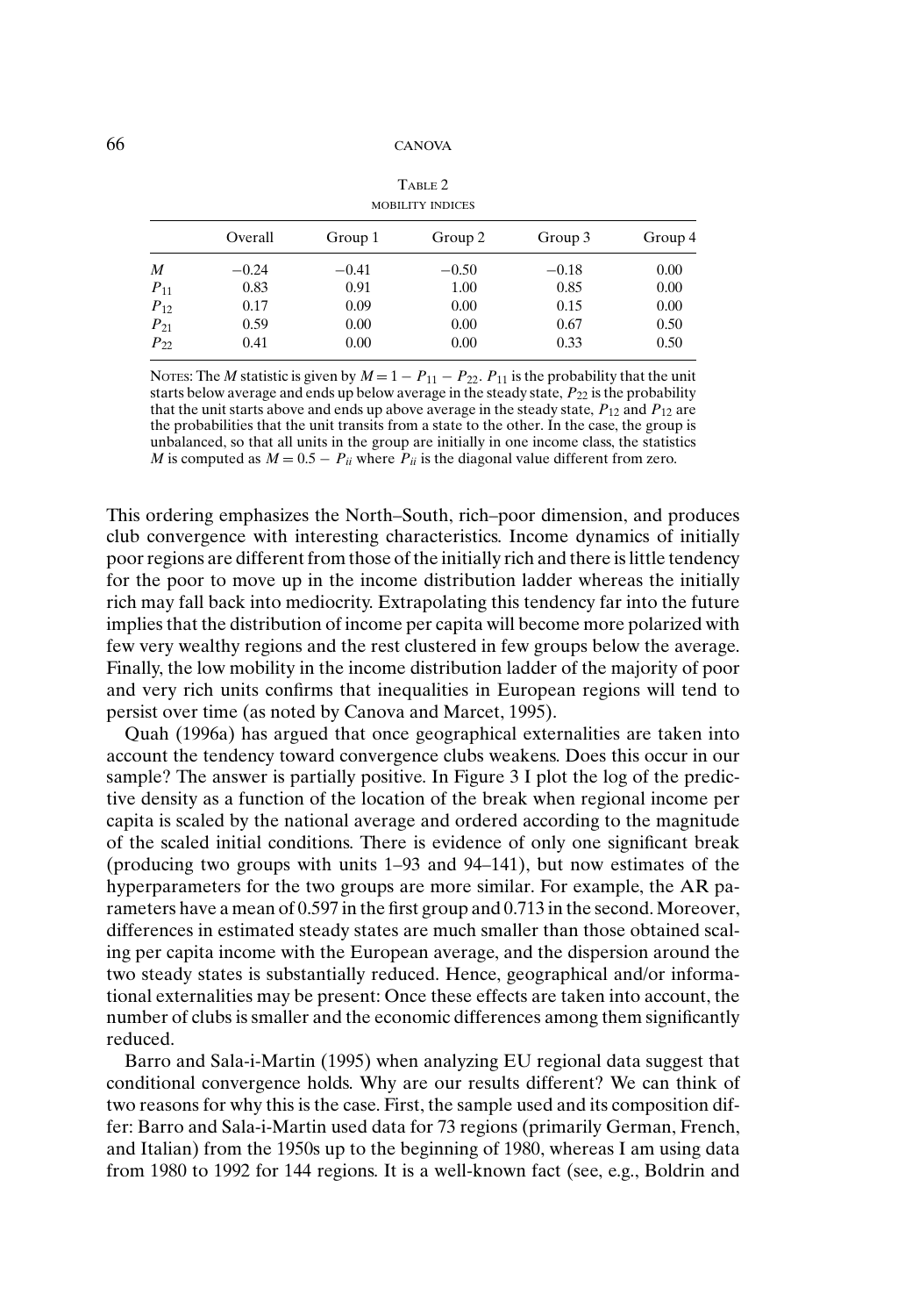Table 2
MOBILITY INDICES

| | Overall | Group 1 | Group 2 | Group 3 | Group 4 |
|---|---|---|---|---|---|
| $M$ | −0.24 | −0.41 | −0.50 | −0.18 | 0.00 |
| $P_{11}$ | 0.83 | 0.91 | 1.00 | 0.85 | 0.00 |
| $P_{12}$ | 0.17 | 0.09 | 0.00 | 0.15 | 0.00 |
| $P_{21}$ | 0.59 | 0.00 | 0.00 | 0.67 | 0.50 |
| $P_{22}$ | 0.41 | 0.00 | 0.00 | 0.33 | 0.50 |

Notes: The $M$ statistic is given by $M = 1 - P_{11} - P_{22}$. $P_{11}$ is the probability that the unit starts below average and ends up below average in the steady state, $P_{22}$ is the probability that the unit starts above and ends up above average in the steady state, $P_{12}$ and $P_{12}$ are the probabilities that the unit transits from a state to the other. In the case, the group is unbalanced, so that all units in the group are initially in one income class, the statistics $M$ is computed as $M = 0.5 - P_{ii}$ where $P_{ii}$ is the diagonal value different from zero.

This ordering emphasizes the North–South, rich–poor dimension, and produces club convergence with interesting characteristics. Income dynamics of initially poor regions are different from those of the initially rich and there is little tendency for the poor to move up in the income distribution ladder whereas the initially rich may fall back into mediocrity. Extrapolating this tendency far into the future implies that the distribution of income per capita will become more polarized with few very wealthy regions and the rest clustered in few groups below the average. Finally, the low mobility in the income distribution ladder of the majority of poor and very rich units confirms that inequalities in European regions will tend to persist over time (as noted by Canova and Marcet, 1995).

Quah (1996a) has argued that once geographical externalities are taken into account the tendency toward convergence clubs weakens. Does this occur in our sample? The answer is partially positive. In Figure 3 I plot the log of the predictive density as a function of the location of the break when regional income per capita is scaled by the national average and ordered according to the magnitude of the scaled initial conditions. There is evidence of only one significant break (producing two groups with units 1–93 and 94–141), but now estimates of the hyperparameters for the two groups are more similar. For example, the AR parameters have a mean of 0.597 in the first group and 0.713 in the second. Moreover, differences in estimated steady states are much smaller than those obtained scaling per capita income with the European average, and the dispersion around the two steady states is substantially reduced. Hence, geographical and/or informational externalities may be present: Once these effects are taken into account, the number of clubs is smaller and the economic differences among them significantly reduced.

Barro and Sala-i-Martin (1995) when analyzing EU regional data suggest that conditional convergence holds. Why are our results different? We can think of two reasons for why this is the case. First, the sample used and its composition differ: Barro and Sala-i-Martin used data for 73 regions (primarily German, French, and Italian) from the 1950s up to the beginning of 1980, whereas I am using data from 1980 to 1992 for 144 regions. It is a well-known fact (see, e.g., Boldrin and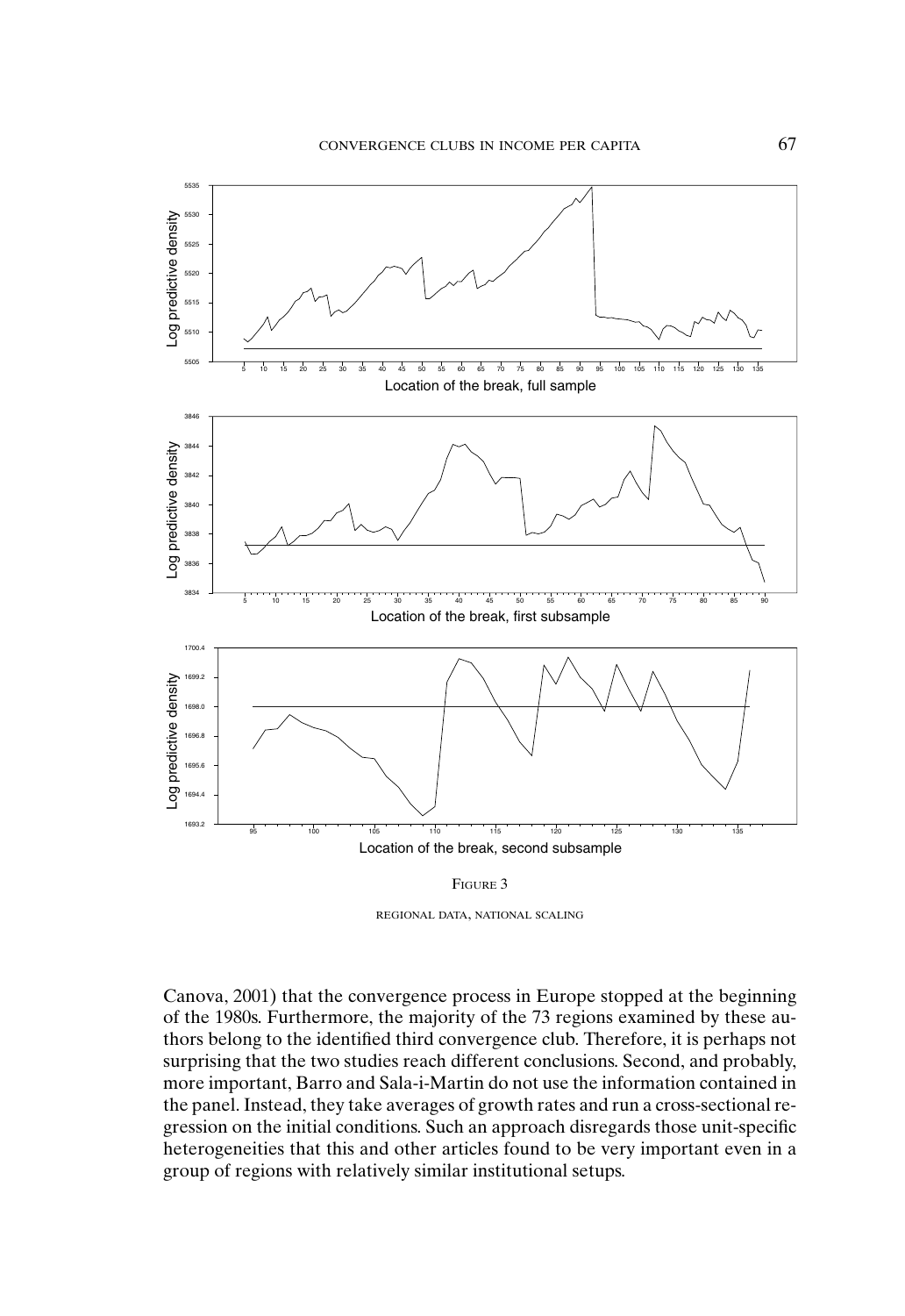Figure 3

Regional data, national scaling

Canova, 2001) that the convergence process in Europe stopped at the beginning of the 1980s. Furthermore, the majority of the 73 regions examined by these authors belong to the identified third convergence club. Therefore, it is perhaps not surprising that the two studies reach different conclusions. Second, and probably, more important, Barro and Sala-i-Martin do not use the information contained in the panel. Instead, they take averages of growth rates and run a cross-sectional regression on the initial conditions. Such an approach disregards those unit-specific heterogeneities that this and other articles found to be very important even in a group of regions with relatively similar institutional setups.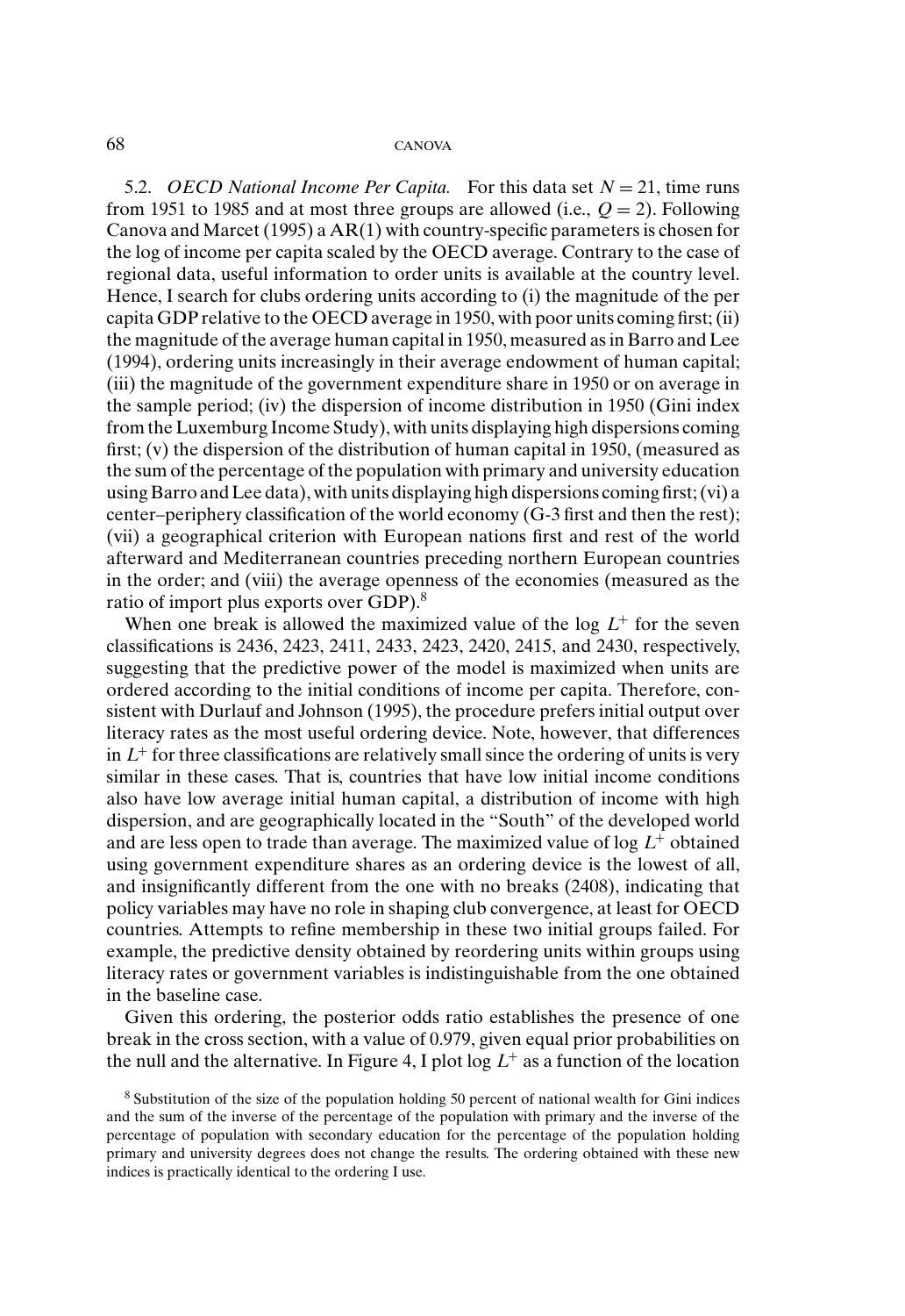5.2. *OECD National Income Per Capita.* For this data set $N = 21$, time runs from 1951 to 1985 and at most three groups are allowed (i.e., $Q = 2$). Following Canova and Marcet (1995) a AR(1) with country-specific parameters is chosen for the log of income per capita scaled by the OECD average. Contrary to the case of regional data, useful information to order units is available at the country level. Hence, I search for clubs ordering units according to (i) the magnitude of the per capita GDP relative to the OECD average in 1950, with poor units coming first; (ii) the magnitude of the average human capital in 1950, measured as in Barro and Lee (1994), ordering units increasingly in their average endowment of human capital; (iii) the magnitude of the government expenditure share in 1950 or on average in the sample period; (iv) the dispersion of income distribution in 1950 (Gini index from the Luxemburg Income Study), with units displaying high dispersions coming first; (v) the dispersion of the distribution of human capital in 1950, (measured as the sum of the percentage of the population with primary and university education using Barro and Lee data), with units displaying high dispersions coming first; (vi) a center–periphery classification of the world economy (G-3 first and then the rest); (vii) a geographical criterion with European nations first and rest of the world afterward and Mediterranean countries preceding northern European countries in the order; and (viii) the average openness of the economies (measured as the ratio of import plus exports over GDP).[8]

When one break is allowed the maximized value of the log $L^{+}$ for the seven classifications is 2436, 2423, 2411, 2433, 2423, 2420, 2415, and 2430, respectively, suggesting that the predictive power of the model is maximized when units are ordered according to the initial conditions of income per capita. Therefore, consistent with Durlauf and Johnson (1995), the procedure prefers initial output over literacy rates as the most useful ordering device. Note, however, that differences in $L^{+}$ for three classifications are relatively small since the ordering of units is very similar in these cases. That is, countries that have low initial income conditions also have low average initial human capital, a distribution of income with high dispersion, and are geographically located in the "South" of the developed world and are less open to trade than average. The maximized value of log $L^{+}$ obtained using government expenditure shares as an ordering device is the lowest of all, and insignificantly different from the one with no breaks (2408), indicating that policy variables may have no role in shaping club convergence, at least for OECD countries. Attempts to refine membership in these two initial groups failed. For example, the predictive density obtained by reordering units within groups using literacy rates or government variables is indistinguishable from the one obtained in the baseline case.

Given this ordering, the posterior odds ratio establishes the presence of one break in the cross section, with a value of 0.979, given equal prior probabilities on the null and the alternative. In Figure 4, I plot log $L^{+}$ as a function of the location

[8] Substitution of the size of the population holding 50 percent of national wealth for Gini indices and the sum of the inverse of the percentage of the population with primary and the inverse of the percentage of population with secondary education for the percentage of the population holding primary and university degrees does not change the results. The ordering obtained with these new indices is practically identical to the ordering I use.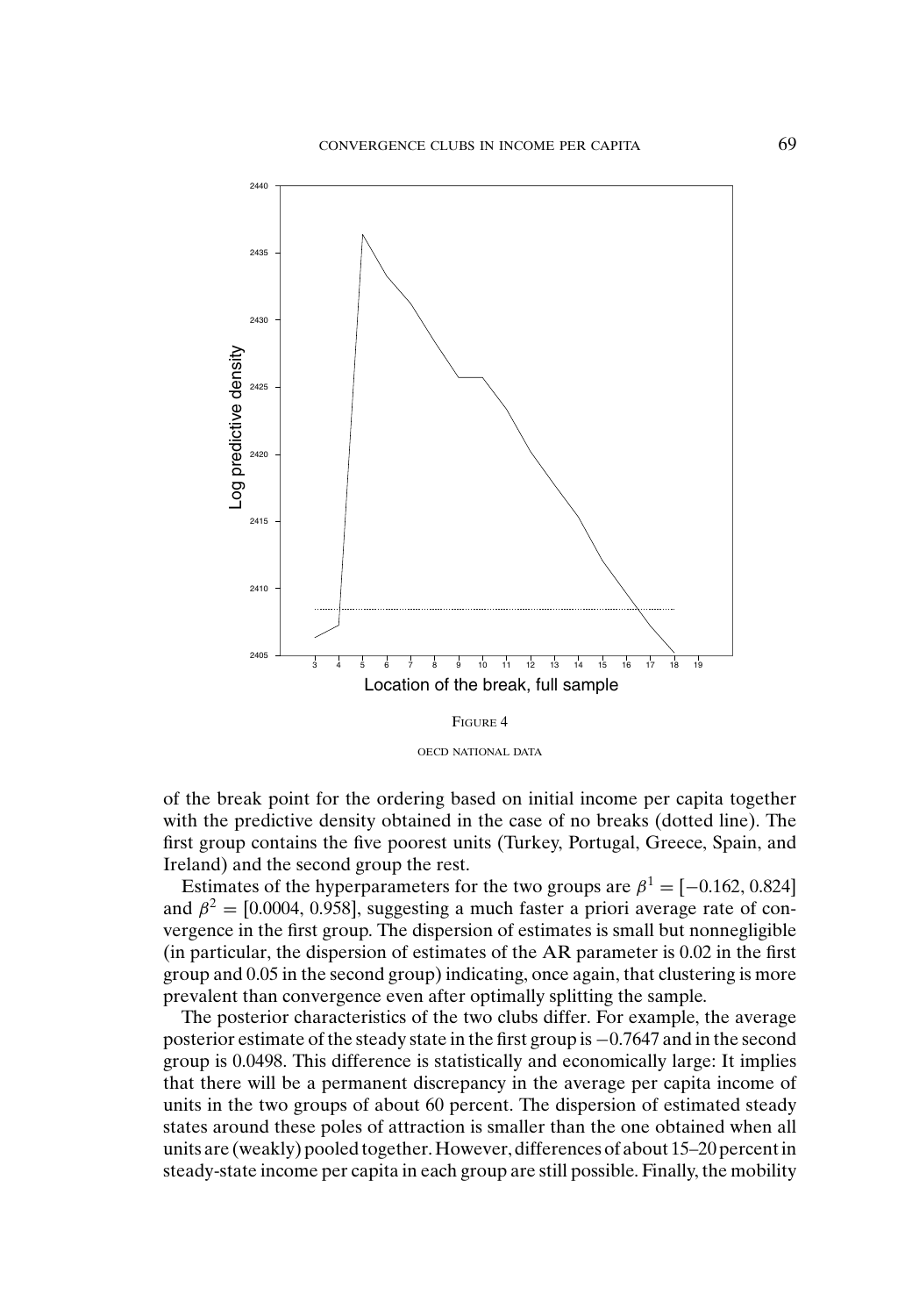FIGURE 4

OECD NATIONAL DATA

of the break point for the ordering based on initial income per capita together with the predictive density obtained in the case of no breaks (dotted line). The first group contains the five poorest units (Turkey, Portugal, Greece, Spain, and Ireland) and the second group the rest.

Estimates of the hyperparameters for the two groups are $\beta^1 = [-0.162, 0.824]$ and $\beta^2 = [0.0004, 0.958]$, suggesting a much faster a priori average rate of convergence in the first group. The dispersion of estimates is small but nonnegligible (in particular, the dispersion of estimates of the AR parameter is 0.02 in the first group and 0.05 in the second group) indicating, once again, that clustering is more prevalent than convergence even after optimally splitting the sample.

The posterior characteristics of the two clubs differ. For example, the average posterior estimate of the steady state in the first group is $-0.7647$ and in the second group is 0.0498. This difference is statistically and economically large: It implies that there will be a permanent discrepancy in the average per capita income of units in the two groups of about 60 percent. The dispersion of estimated steady states around these poles of attraction is smaller than the one obtained when all units are (weakly) pooled together. However, differences of about 15–20 percent in steady-state income per capita in each group are still possible. Finally, the mobility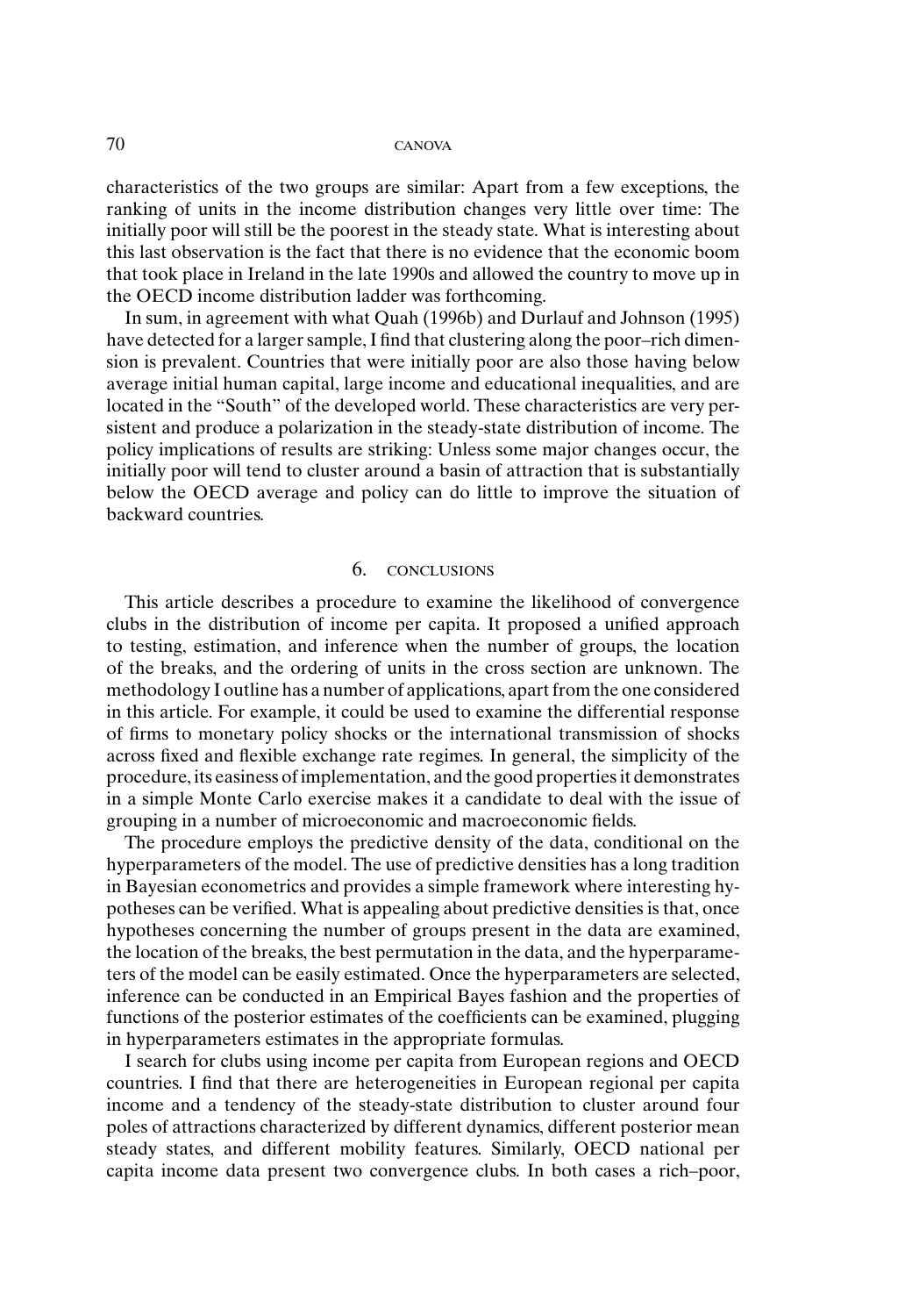characteristics of the two groups are similar: Apart from a few exceptions, the ranking of units in the income distribution changes very little over time: The initially poor will still be the poorest in the steady state. What is interesting about this last observation is the fact that there is no evidence that the economic boom that took place in Ireland in the late 1990s and allowed the country to move up in the OECD income distribution ladder was forthcoming.

In sum, in agreement with what Quah (1996b) and Durlauf and Johnson (1995) have detected for a larger sample, I find that clustering along the poor–rich dimension is prevalent. Countries that were initially poor are also those having below average initial human capital, large income and educational inequalities, and are located in the "South" of the developed world. These characteristics are very persistent and produce a polarization in the steady-state distribution of income. The policy implications of results are striking: Unless some major changes occur, the initially poor will tend to cluster around a basin of attraction that is substantially below the OECD average and policy can do little to improve the situation of backward countries.

## 6. CONCLUSIONS

This article describes a procedure to examine the likelihood of convergence clubs in the distribution of income per capita. It proposed a unified approach to testing, estimation, and inference when the number of groups, the location of the breaks, and the ordering of units in the cross section are unknown. The methodology I outline has a number of applications, apart from the one considered in this article. For example, it could be used to examine the differential response of firms to monetary policy shocks or the international transmission of shocks across fixed and flexible exchange rate regimes. In general, the simplicity of the procedure, its easiness of implementation, and the good properties it demonstrates in a simple Monte Carlo exercise makes it a candidate to deal with the issue of grouping in a number of microeconomic and macroeconomic fields.

The procedure employs the predictive density of the data, conditional on the hyperparameters of the model. The use of predictive densities has a long tradition in Bayesian econometrics and provides a simple framework where interesting hypotheses can be verified. What is appealing about predictive densities is that, once hypotheses concerning the number of groups present in the data are examined, the location of the breaks, the best permutation in the data, and the hyperparameters of the model can be easily estimated. Once the hyperparameters are selected, inference can be conducted in an Empirical Bayes fashion and the properties of functions of the posterior estimates of the coefficients can be examined, plugging in hyperparameters estimates in the appropriate formulas.

I search for clubs using income per capita from European regions and OECD countries. I find that there are heterogeneities in European regional per capita income and a tendency of the steady-state distribution to cluster around four poles of attractions characterized by different dynamics, different posterior mean steady states, and different mobility features. Similarly, OECD national per capita income data present two convergence clubs. In both cases a rich–poor,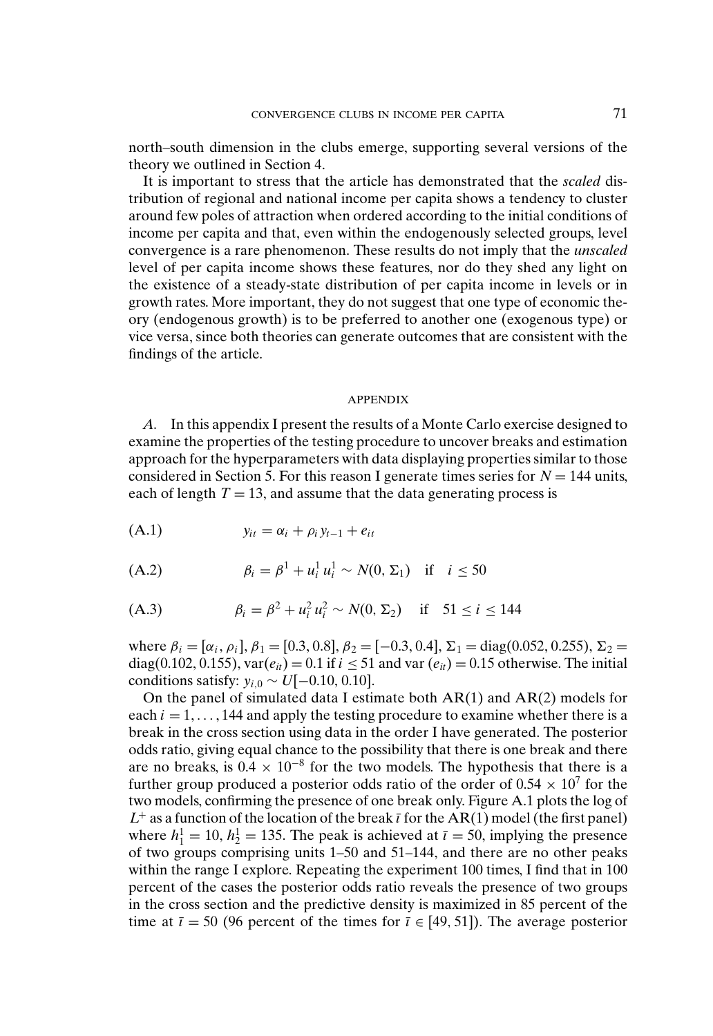north–south dimension in the clubs emerge, supporting several versions of the theory we outlined in Section 4.

It is important to stress that the article has demonstrated that the *scaled* distribution of regional and national income per capita shows a tendency to cluster around few poles of attraction when ordered according to the initial conditions of income per capita and that, even within the endogenously selected groups, level convergence is a rare phenomenon. These results do not imply that the *unscaled* level of per capita income shows these features, nor do they shed any light on the existence of a steady-state distribution of per capita income in levels or in growth rates. More important, they do not suggest that one type of economic theory (endogenous growth) is to be preferred to another one (exogenous type) or vice versa, since both theories can generate outcomes that are consistent with the findings of the article.

## APPENDIX

*A.* In this appendix I present the results of a Monte Carlo exercise designed to examine the properties of the testing procedure to uncover breaks and estimation approach for the hyperparameters with data displaying properties similar to those considered in Section 5. For this reason I generate times series for $N = 144$ units, each of length $T = 13$, and assume that the data generating process is

$$y_{it} = \alpha_i + \rho_i y_{t-1} + e_{it} \tag{A.1}$$

$$\beta_i = \beta^1 + u_i^1 \; u_i^1 \sim N(0, \Sigma_1) \quad \text{if} \quad i \leq 50 \tag{A.2}$$

$$\beta_i = \beta^2 + u_i^2 \; u_i^2 \sim N(0, \Sigma_2) \quad \text{if} \quad 51 \leq i \leq 144 \tag{A.3}$$

where $\beta_i = [\alpha_i, \rho_i]$, $\beta_1 = [0.3, 0.8]$, $\beta_2 = [-0.3, 0.4]$, $\Sigma_1 = \text{diag}(0.052, 0.255)$, $\Sigma_2 = \text{diag}(0.102, 0.155)$, $\text{var}(e_{it}) = 0.1$ if $i \leq 51$ and $\text{var}(e_{it}) = 0.15$ otherwise. The initial conditions satisfy: $y_{i,0} \sim U[-0.10, 0.10]$.

On the panel of simulated data I estimate both AR(1) and AR(2) models for each $i = 1, \ldots, 144$ and apply the testing procedure to examine whether there is a break in the cross section using data in the order I have generated. The posterior odds ratio, giving equal chance to the possibility that there is one break and there are no breaks, is $0.4 \times 10^{-8}$ for the two models. The hypothesis that there is a further group produced a posterior odds ratio of the order of $0.54 \times 10^{7}$ for the two models, confirming the presence of one break only. Figure A.1 plots the log of $L^+$ as a function of the location of the break $\bar{\iota}$ for the AR(1) model (the first panel) where $h_1^1 = 10$, $h_2^1 = 135$. The peak is achieved at $\bar{\iota} = 50$, implying the presence of two groups comprising units 1–50 and 51–144, and there are no other peaks within the range I explore. Repeating the experiment 100 times, I find that in 100 percent of the cases the posterior odds ratio reveals the presence of two groups in the cross section and the predictive density is maximized in 85 percent of the time at $\bar{\iota} = 50$ (96 percent of the times for $\bar{\iota} \in [49, 51]$). The average posterior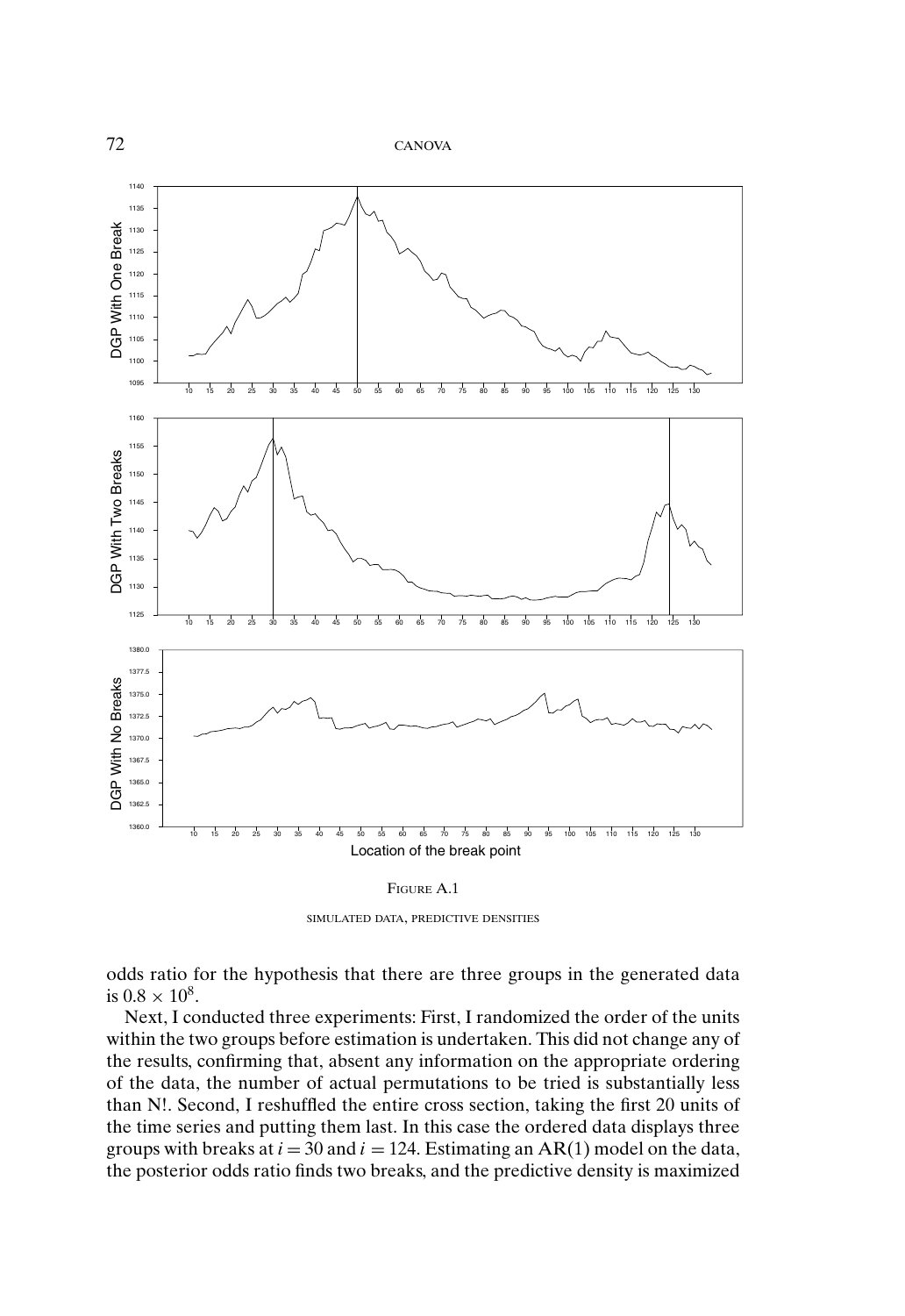FIGURE A.1

SIMULATED DATA, PREDICTIVE DENSITIES

odds ratio for the hypothesis that there are three groups in the generated data is $0.8 \times 10^8$.

Next, I conducted three experiments: First, I randomized the order of the units within the two groups before estimation is undertaken. This did not change any of the results, confirming that, absent any information on the appropriate ordering of the data, the number of actual permutations to be tried is substantially less than N!. Second, I reshuffled the entire cross section, taking the first 20 units of the time series and putting them last. In this case the ordered data displays three groups with breaks at $i = 30$ and $i = 124$. Estimating an AR(1) model on the data, the posterior odds ratio finds two breaks, and the predictive density is maximized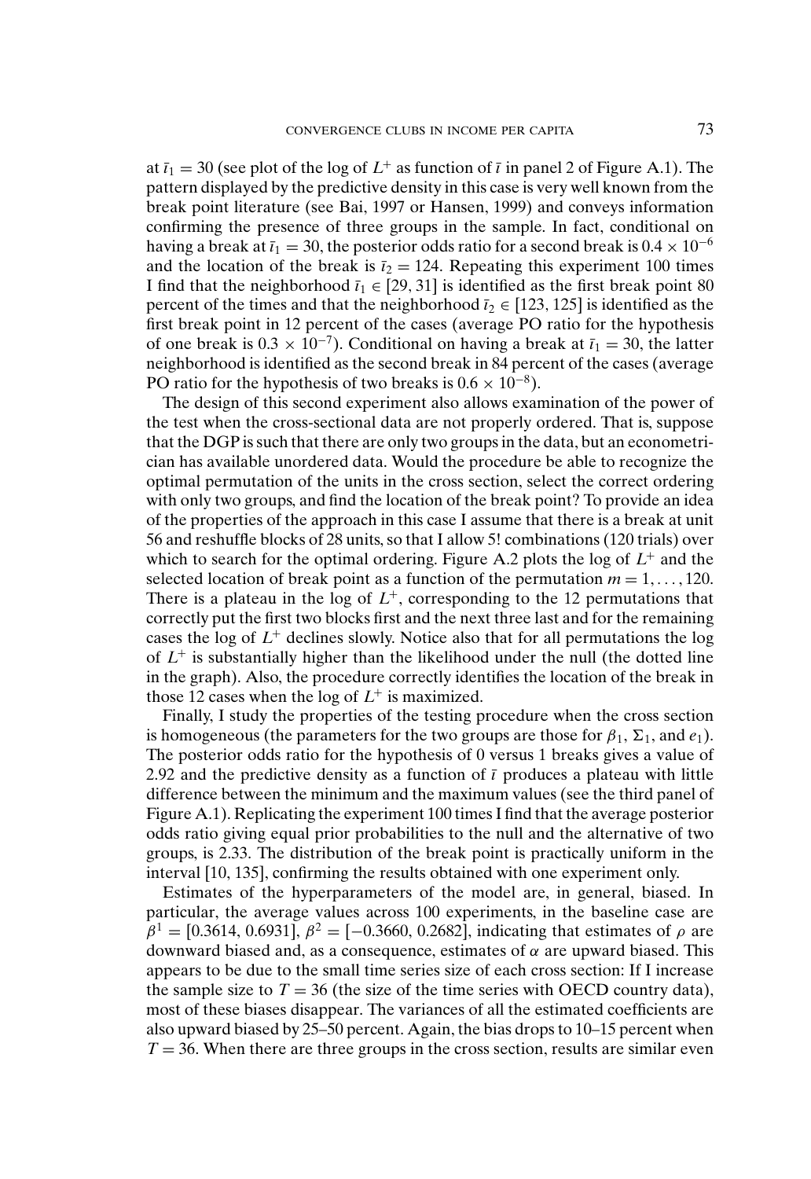at $\bar{\iota}_1 = 30$ (see plot of the log of $L^+$ as function of $\bar{\iota}$ in panel 2 of Figure A.1). The pattern displayed by the predictive density in this case is very well known from the break point literature (see Bai, 1997 or Hansen, 1999) and conveys information confirming the presence of three groups in the sample. In fact, conditional on having a break at $\bar{\iota}_1 = 30$, the posterior odds ratio for a second break is $0.4 \times 10^{-6}$ and the location of the break is $\bar{\iota}_2 = 124$. Repeating this experiment 100 times I find that the neighborhood $\bar{\iota}_1 \in [29, 31]$ is identified as the first break point 80 percent of the times and that the neighborhood $\bar{\iota}_2 \in [123, 125]$ is identified as the first break point in 12 percent of the cases (average PO ratio for the hypothesis of one break is $0.3 \times 10^{-7}$). Conditional on having a break at $\bar{\iota}_1 = 30$, the latter neighborhood is identified as the second break in 84 percent of the cases (average PO ratio for the hypothesis of two breaks is $0.6 \times 10^{-8}$).

The design of this second experiment also allows examination of the power of the test when the cross-sectional data are not properly ordered. That is, suppose that the DGP is such that there are only two groups in the data, but an econometrician has available unordered data. Would the procedure be able to recognize the optimal permutation of the units in the cross section, select the correct ordering with only two groups, and find the location of the break point? To provide an idea of the properties of the approach in this case I assume that there is a break at unit 56 and reshuffle blocks of 28 units, so that I allow 5! combinations (120 trials) over which to search for the optimal ordering. Figure A.2 plots the log of $L^+$ and the selected location of break point as a function of the permutation $m = 1, \ldots, 120$. There is a plateau in the log of $L^+$, corresponding to the 12 permutations that correctly put the first two blocks first and the next three last and for the remaining cases the log of $L^+$ declines slowly. Notice also that for all permutations the log of $L^+$ is substantially higher than the likelihood under the null (the dotted line in the graph). Also, the procedure correctly identifies the location of the break in those 12 cases when the log of $L^+$ is maximized.

Finally, I study the properties of the testing procedure when the cross section is homogeneous (the parameters for the two groups are those for $\beta_1$, $\Sigma_1$, and $e_1$). The posterior odds ratio for the hypothesis of 0 versus 1 breaks gives a value of 2.92 and the predictive density as a function of $\bar{\iota}$ produces a plateau with little difference between the minimum and the maximum values (see the third panel of Figure A.1). Replicating the experiment 100 times I find that the average posterior odds ratio giving equal prior probabilities to the null and the alternative of two groups, is 2.33. The distribution of the break point is practically uniform in the interval [10, 135], confirming the results obtained with one experiment only.

Estimates of the hyperparameters of the model are, in general, biased. In particular, the average values across 100 experiments, in the baseline case are $\bar{\beta}^1 = [0.3614, 0.6931]$, $\bar{\beta}^2 = [-0.3660, 0.2682]$, indicating that estimates of $\rho$ are downward biased and, as a consequence, estimates of $\alpha$ are upward biased. This appears to be due to the small time series size of each cross section: If I increase the sample size to $T = 36$ (the size of the time series with OECD country data), most of these biases disappear. The variances of all the estimated coefficients are also upward biased by 25–50 percent. Again, the bias drops to 10–15 percent when $T = 36$. When there are three groups in the cross section, results are similar even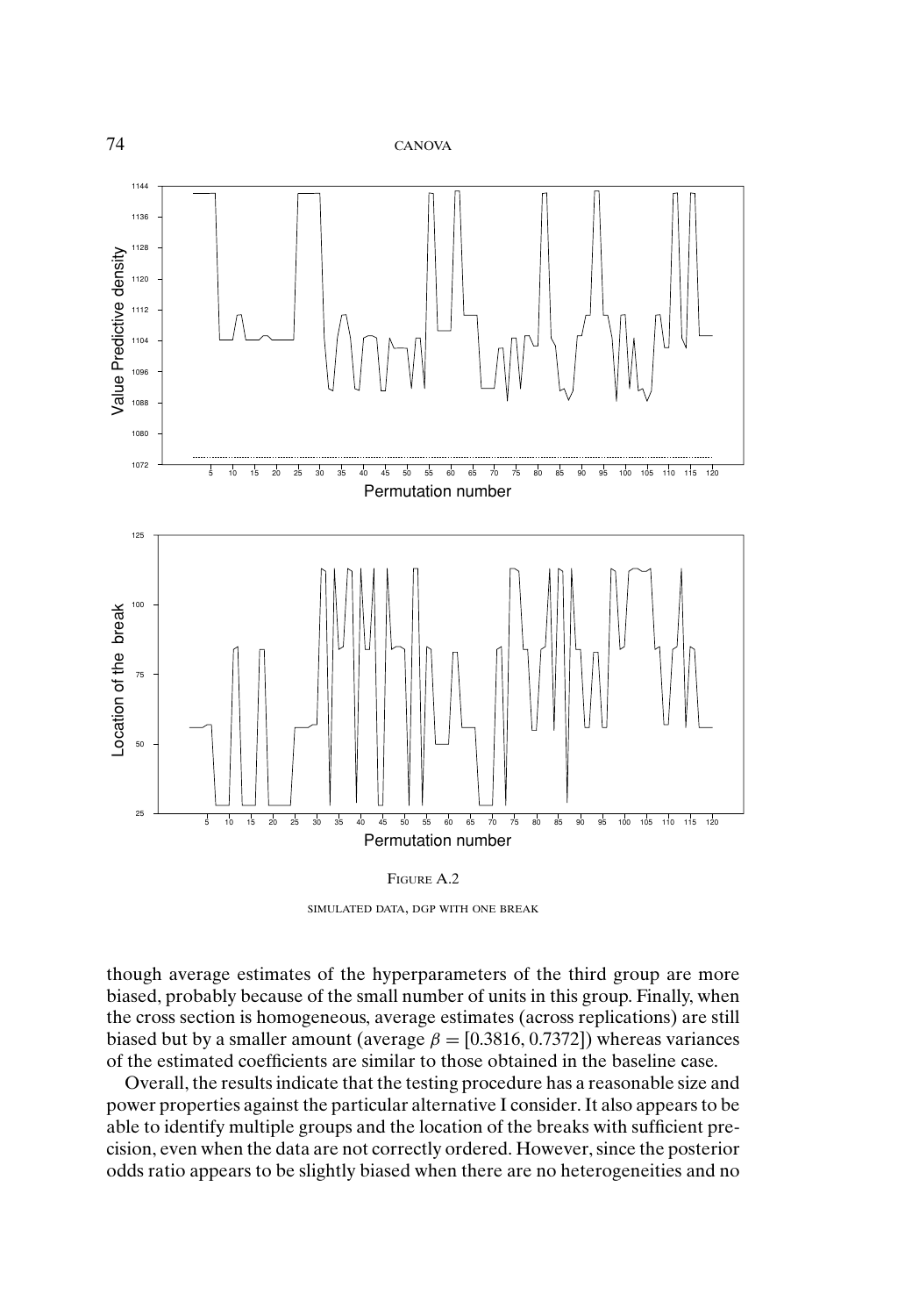Figure A.2

simulated data, dgp with one break

though average estimates of the hyperparameters of the third group are more biased, probably because of the small number of units in this group. Finally, when the cross section is homogeneous, average estimates (across replications) are still biased but by a smaller amount (average $\beta = [0.3816, 0.7372]$) whereas variances of the estimated coefficients are similar to those obtained in the baseline case.

Overall, the results indicate that the testing procedure has a reasonable size and power properties against the particular alternative I consider. It also appears to be able to identify multiple groups and the location of the breaks with sufficient precision, even when the data are not correctly ordered. However, since the posterior odds ratio appears to be slightly biased when there are no heterogeneities and no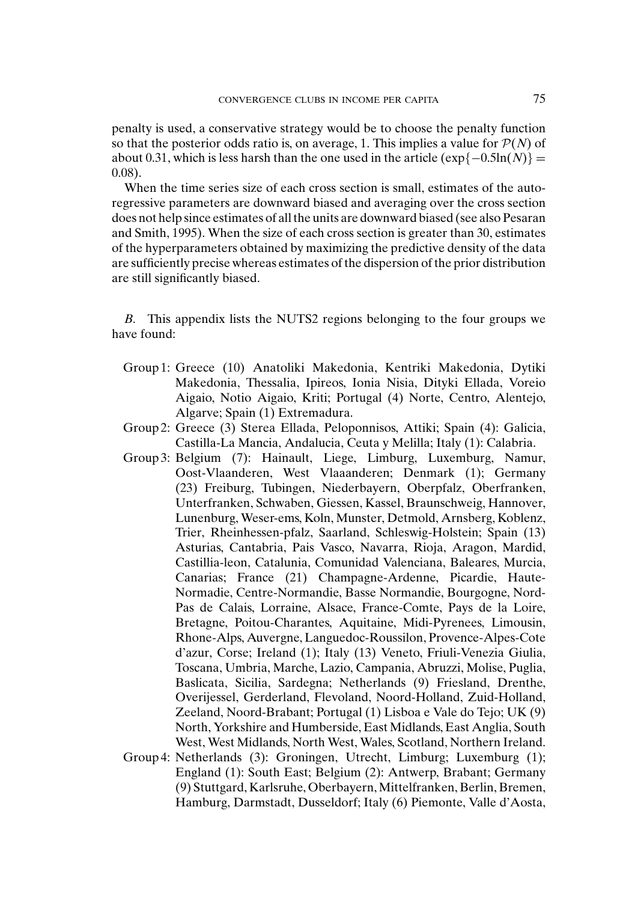penalty is used, a conservative strategy would be to choose the penalty function so that the posterior odds ratio is, on average, 1. This implies a value for $\mathcal{P}(N)$ of about 0.31, which is less harsh than the one used in the article ($\exp\{-0.5\ln(N)\} = 0.08$).

When the time series size of each cross section is small, estimates of the autoregressive parameters are downward biased and averaging over the cross section does not help since estimates of all the units are downward biased (see also Pesaran and Smith, 1995). When the size of each cross section is greater than 30, estimates of the hyperparameters obtained by maximizing the predictive density of the data are sufficiently precise whereas estimates of the dispersion of the prior distribution are still significantly biased.

*B.* This appendix lists the NUTS2 regions belonging to the four groups we have found:

- Group 1: Greece (10) Anatoliki Makedonia, Kentriki Makedonia, Dytiki Makedonia, Thessalia, Ipireos, Ionia Nisia, Dityki Ellada, Voreio Aigaio, Notio Aigaio, Kriti; Portugal (4) Norte, Centro, Alentejo, Algarve; Spain (1) Extremadura.
- Group 2: Greece (3) Sterea Ellada, Peloponnisos, Attiki; Spain (4): Galicia, Castilla-La Mancia, Andalucia, Ceuta y Melilla; Italy (1): Calabria.
- Group 3: Belgium (7): Hainault, Liege, Limburg, Luxemburg, Namur, Oost-Vlaanderen, West Vlaaanderen; Denmark (1); Germany (23) Freiburg, Tubingen, Niederbayern, Oberpfalz, Oberfranken, Unterfranken, Schwaben, Giessen, Kassel, Braunschweig, Hannover, Lunenburg, Weser-ems, Koln, Munster, Detmold, Arnsberg, Koblenz, Trier, Rheinhessen-pfalz, Saarland, Schleswig-Holstein; Spain (13) Asturias, Cantabria, Pais Vasco, Navarra, Rioja, Aragon, Mardid, Castillia-leon, Catalunia, Comunidad Valenciana, Baleares, Murcia, Canarias; France (21) Champagne-Ardenne, Picardie, Haute-Normadie, Centre-Normandie, Basse Normandie, Bourgogne, Nord-Pas de Calais, Lorraine, Alsace, France-Comte, Pays de la Loire, Bretagne, Poitou-Charantes, Aquitaine, Midi-Pyrenees, Limousin, Rhone-Alps, Auvergne, Languedoc-Roussilon, Provence-Alpes-Cote d'azur, Corse; Ireland (1); Italy (13) Veneto, Friuli-Venezia Giulia, Toscana, Umbria, Marche, Lazio, Campania, Abruzzi, Molise, Puglia, Baslicata, Sicilia, Sardegna; Netherlands (9) Friesland, Drenthe, Overijessel, Gerderland, Flevoland, Noord-Holland, Zuid-Holland, Zeeland, Noord-Brabant; Portugal (1) Lisboa e Vale do Tejo; UK (9) North, Yorkshire and Humberside, East Midlands, East Anglia, South West, West Midlands, North West, Wales, Scotland, Northern Ireland.
- Group 4: Netherlands (3): Groningen, Utrecht, Limburg; Luxemburg (1); England (1): South East; Belgium (2): Antwerp, Brabant; Germany (9) Stuttgard, Karlsruhe, Oberbayern, Mittelfranken, Berlin, Bremen, Hamburg, Darmstadt, Dusseldorf; Italy (6) Piemonte, Valle d'Aosta,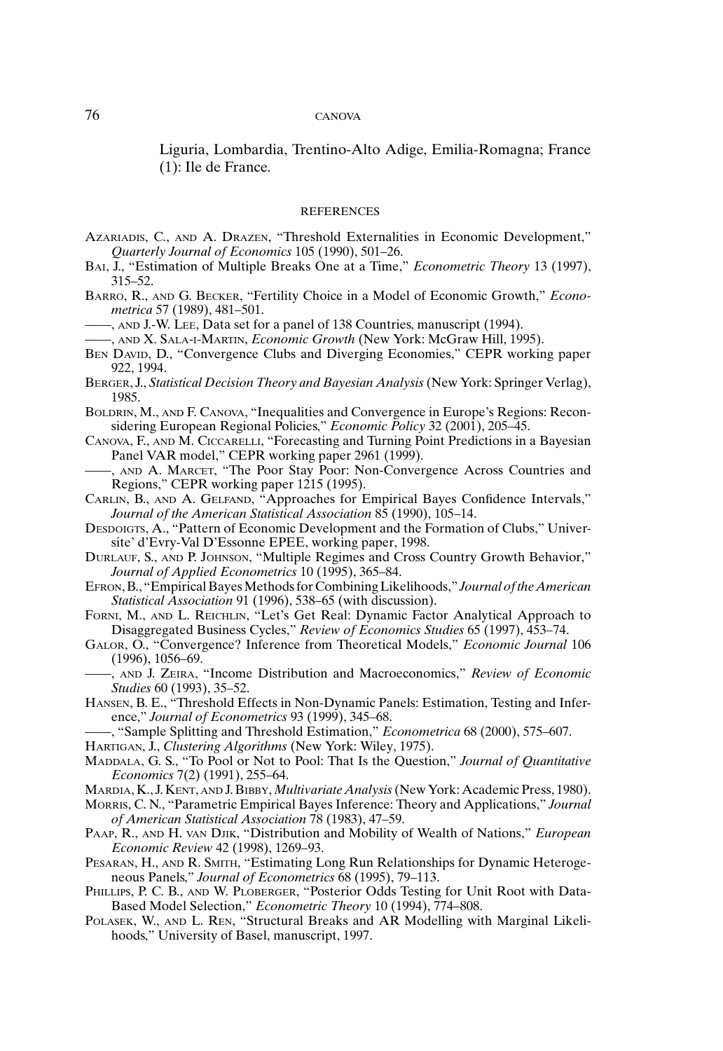Liguria, Lombardia, Trentino-Alto Adige, Emilia-Romagna; France (1): Ile de France.

## REFERENCES

Azariadis, C., and A. Drazen, "Threshold Externalities in Economic Development," *Quarterly Journal of Economics* 105 (1990), 501–26.

Bai, J., "Estimation of Multiple Breaks One at a Time," *Econometric Theory* 13 (1997), 315–52.

Barro, R., and G. Becker, "Fertility Choice in a Model of Economic Growth," *Econometrica* 57 (1989), 481–501.

——, and J.-W. Lee, Data set for a panel of 138 Countries, manuscript (1994).

——, and X. Sala-i-Martin, *Economic Growth* (New York: McGraw Hill, 1995).

Ben David, D., "Convergence Clubs and Diverging Economies," CEPR working paper 922, 1994.

Berger, J., *Statistical Decision Theory and Bayesian Analysis* (New York: Springer Verlag), 1985.

Boldrin, M., and F. Canova, "Inequalities and Convergence in Europe's Regions: Reconsidering European Regional Policies," *Economic Policy* 32 (2001), 205–45.

Canova, F., and M. Ciccarelli, "Forecasting and Turning Point Predictions in a Bayesian Panel VAR model," CEPR working paper 2961 (1999).

——, and A. Marcet, "The Poor Stay Poor: Non-Convergence Across Countries and Regions," CEPR working paper 1215 (1995).

Carlin, B., and A. Gelfand, "Approaches for Empirical Bayes Confidence Intervals," *Journal of the American Statistical Association* 85 (1990), 105–14.

Desdoigts, A., "Pattern of Economic Development and the Formation of Clubs," Universite' d'Evry-Val D'Essonne EPEE, working paper, 1998.

Durlauf, S., and P. Johnson, "Multiple Regimes and Cross Country Growth Behavior," *Journal of Applied Econometrics* 10 (1995), 365–84.

Efron, B., "Empirical Bayes Methods for Combining Likelihoods," *Journal of the American Statistical Association* 91 (1996), 538–65 (with discussion).

Forni, M., and L. Reichlin, "Let's Get Real: Dynamic Factor Analytical Approach to Disaggregated Business Cycles," *Review of Economics Studies* 65 (1997), 453–74.

Galor, O., "Convergence? Inference from Theoretical Models," *Economic Journal* 106 (1996), 1056–69.

——, and J. Zeira, "Income Distribution and Macroeconomics," *Review of Economic Studies* 60 (1993), 35–52.

Hansen, B. E., "Threshold Effects in Non-Dynamic Panels: Estimation, Testing and Inference," *Journal of Econometrics* 93 (1999), 345–68.

——, "Sample Splitting and Threshold Estimation," *Econometrica* 68 (2000), 575–607.

Hartigan, J., *Clustering Algorithms* (New York: Wiley, 1975).

Maddala, G. S., "To Pool or Not to Pool: That Is the Question," *Journal of Quantitative Economics* 7(2) (1991), 255–64.

Mardia, K., J. Kent, and J. Bibby, *Multivariate Analysis* (New York: Academic Press, 1980).

Morris, C. N., "Parametric Empirical Bayes Inference: Theory and Applications," *Journal of American Statistical Association* 78 (1983), 47–59.

Paap, R., and H. van Djik, "Distribution and Mobility of Wealth of Nations," *European Economic Review* 42 (1998), 1269–93.

Pesaran, H., and R. Smith, "Estimating Long Run Relationships for Dynamic Heterogeneous Panels," *Journal of Econometrics* 68 (1995), 79–113.

Phillips, P. C. B., and W. Ploberger, "Posterior Odds Testing for Unit Root with Data-Based Model Selection," *Econometric Theory* 10 (1994), 774–808.

Polasek, W., and L. Ren, "Structural Breaks and AR Modelling with Marginal Likelihoods," University of Basel, manuscript, 1997.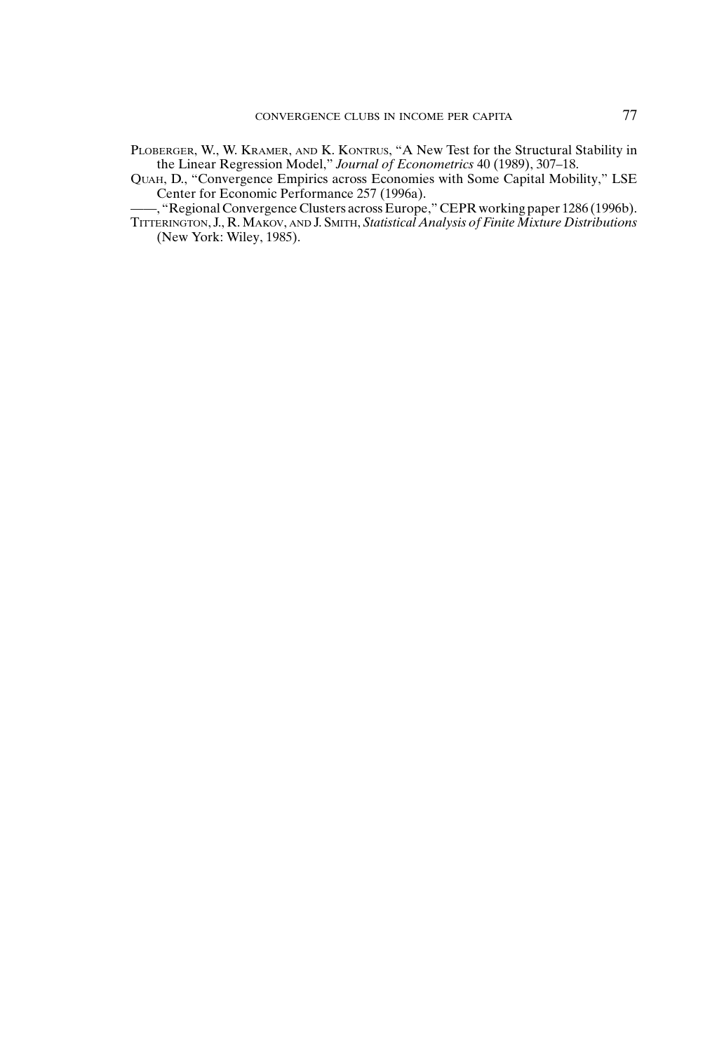PLOBERGER, W., W. KRAMER, AND K. KONTRUS, "A New Test for the Structural Stability in the Linear Regression Model," *Journal of Econometrics* 40 (1989), 307–18.

QUAH, D., "Convergence Empirics across Economies with Some Capital Mobility," LSE Center for Economic Performance 257 (1996a).

——, "Regional Convergence Clusters across Europe," CEPR working paper 1286 (1996b).

TITTERINGTON, J., R. MAKOV, AND J. SMITH, *Statistical Analysis of Finite Mixture Distributions* (New York: Wiley, 1985).